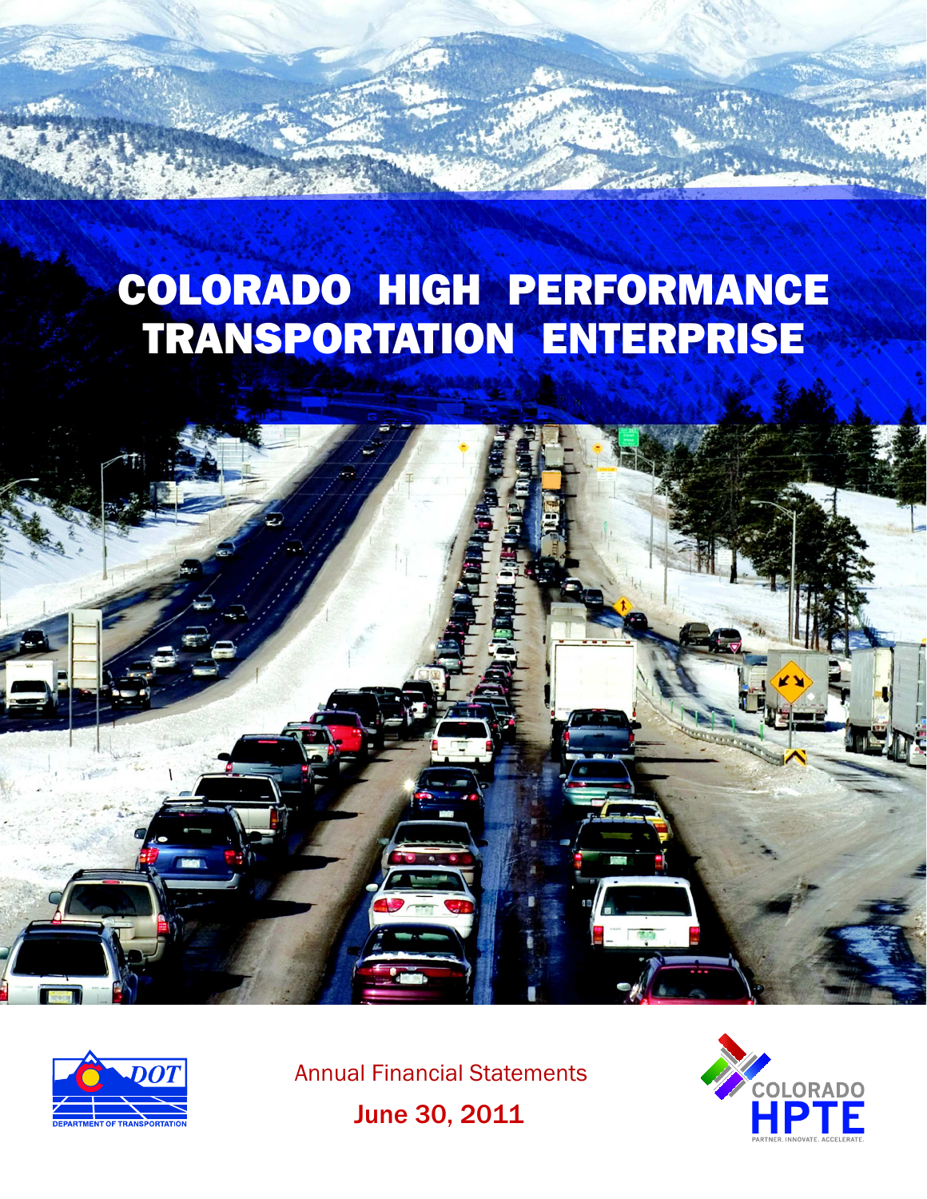# COLORADO HIGH PERFORMANCE TRANSPORTATION ENTERPRISE

Annual Financial Statements

June 30, 2011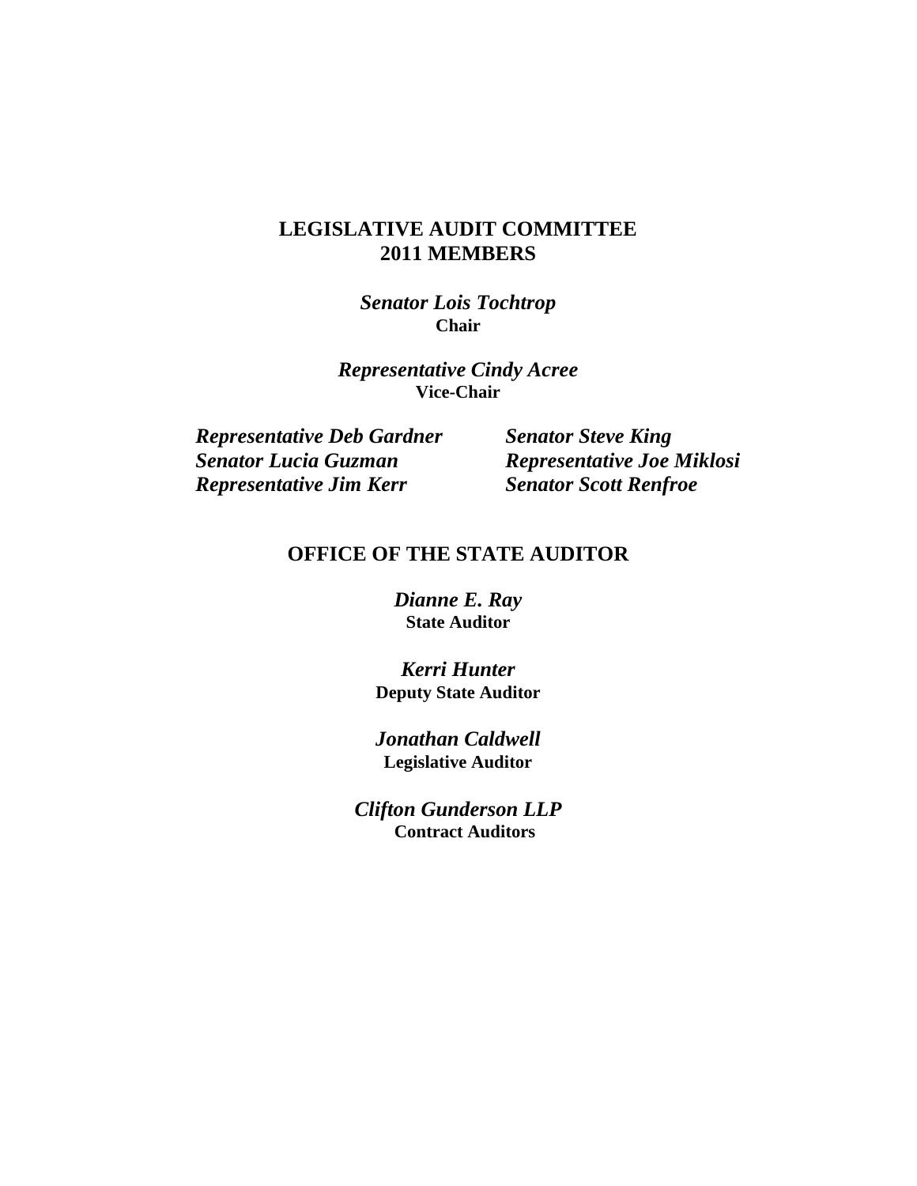## LEGISLATIVE AUDIT COMMITTEE
## 2011 MEMBERS

***Senator Lois Tochtrop***
**Chair**

***Representative Cindy Acree***
**Vice-Chair**

***Representative Deb Gardner***
***Senator Lucia Guzman***
***Representative Jim Kerr***
***Senator Steve King***
***Representative Joe Miklosi***
***Senator Scott Renfroe***

## OFFICE OF THE STATE AUDITOR

***Dianne E. Ray***
**State Auditor**

***Kerri Hunter***
**Deputy State Auditor**

***Jonathan Caldwell***
**Legislative Auditor**

***Clifton Gunderson LLP***
**Contract Auditors**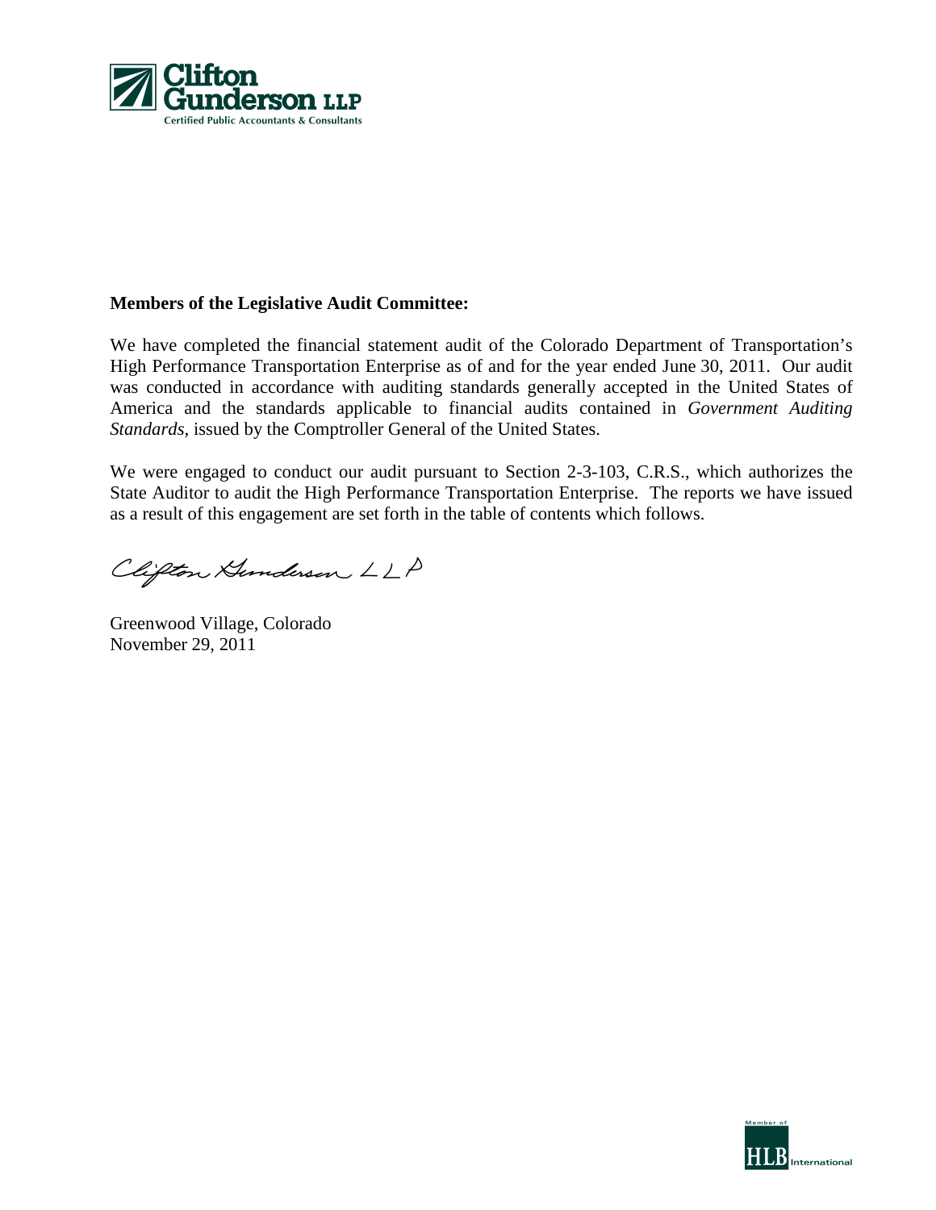Clifton Gunderson LLP

Certified Public Accountants & Consultants

**Members of the Legislative Audit Committee:**

We have completed the financial statement audit of the Colorado Department of Transportation's High Performance Transportation Enterprise as of and for the year ended June 30, 2011. Our audit was conducted in accordance with auditing standards generally accepted in the United States of America and the standards applicable to financial audits contained in *Government Auditing Standards*, issued by the Comptroller General of the United States.

We were engaged to conduct our audit pursuant to Section 2-3-103, C.R.S., which authorizes the State Auditor to audit the High Performance Transportation Enterprise. The reports we have issued as a result of this engagement are set forth in the table of contents which follows.

Clifton Gunderson LLP

Greenwood Village, Colorado
November 29, 2011

Member of HLB International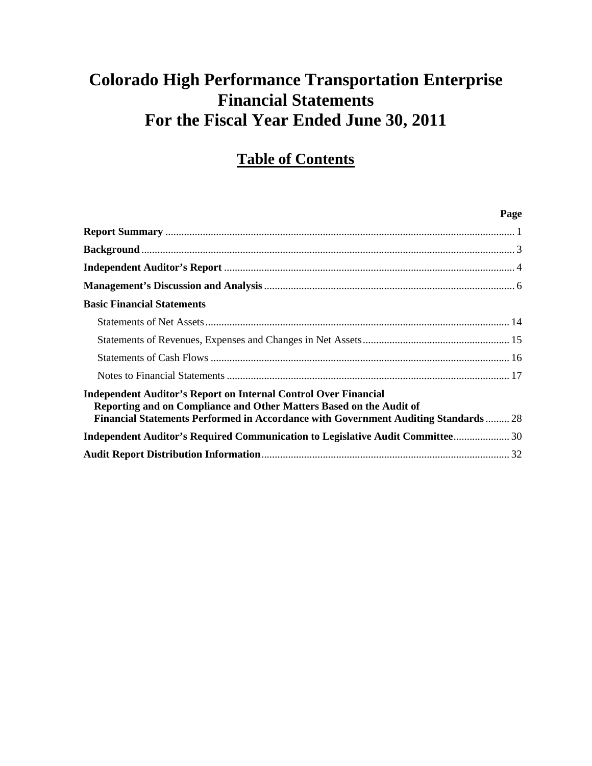# Colorado High Performance Transportation Enterprise Financial Statements For the Fiscal Year Ended June 30, 2011

## Table of Contents

| | Page |
|---|---|
| **Report Summary** | 1 |
| **Background** | 3 |
| **Independent Auditor's Report** | 4 |
| **Management's Discussion and Analysis** | 6 |
| **Basic Financial Statements** | |
| Statements of Net Assets | 14 |
| Statements of Revenues, Expenses and Changes in Net Assets | 15 |
| Statements of Cash Flows | 16 |
| Notes to Financial Statements | 17 |
| **Independent Auditor's Report on Internal Control Over Financial Reporting and on Compliance and Other Matters Based on the Audit of Financial Statements Performed in Accordance with Government Auditing Standards** | 28 |
| **Independent Auditor's Required Communication to Legislative Audit Committee** | 30 |
| **Audit Report Distribution Information** | 32 |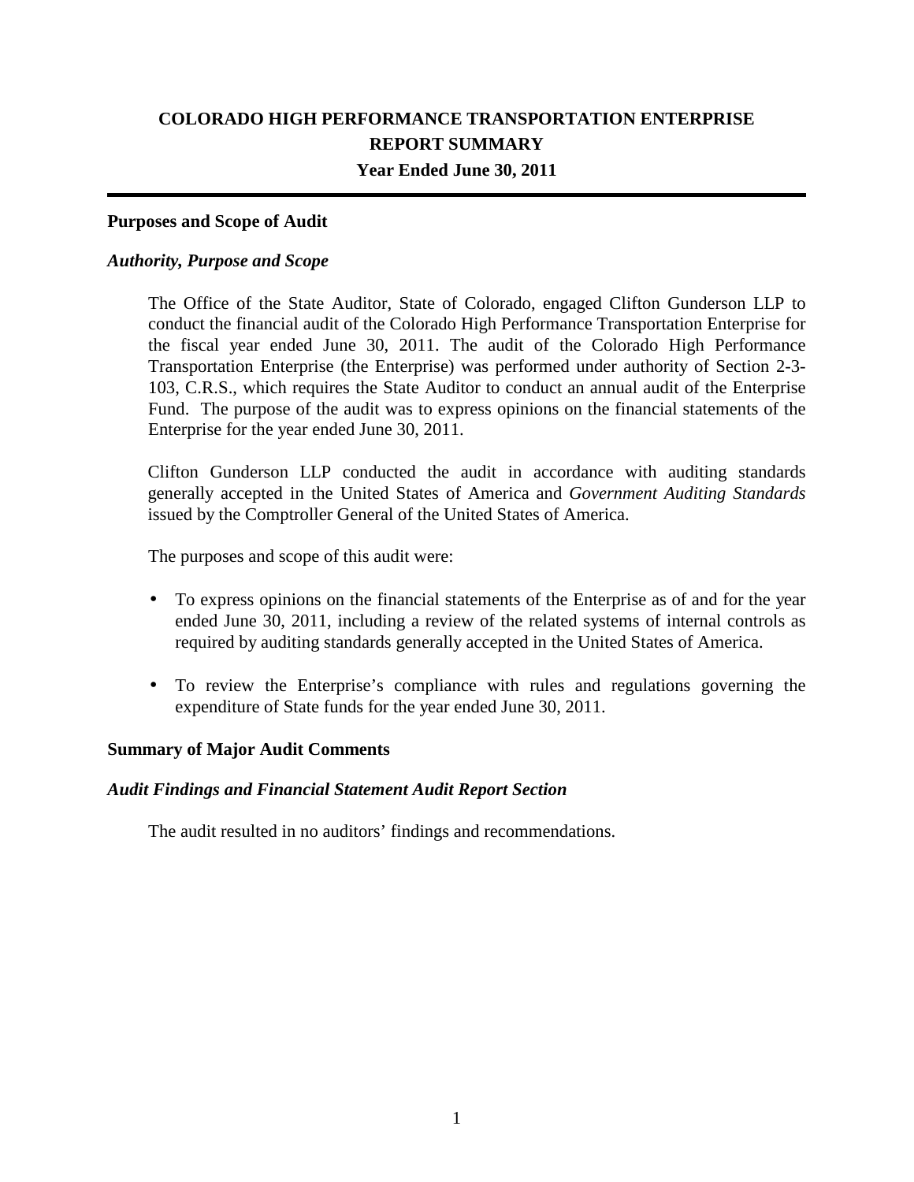# COLORADO HIGH PERFORMANCE TRANSPORTATION ENTERPRISE
# REPORT SUMMARY
### Year Ended June 30, 2011

---

## Purposes and Scope of Audit

### *Authority, Purpose and Scope*

The Office of the State Auditor, State of Colorado, engaged Clifton Gunderson LLP to conduct the financial audit of the Colorado High Performance Transportation Enterprise for the fiscal year ended June 30, 2011. The audit of the Colorado High Performance Transportation Enterprise (the Enterprise) was performed under authority of Section 2-3-103, C.R.S., which requires the State Auditor to conduct an annual audit of the Enterprise Fund. The purpose of the audit was to express opinions on the financial statements of the Enterprise for the year ended June 30, 2011.

Clifton Gunderson LLP conducted the audit in accordance with auditing standards generally accepted in the United States of America and *Government Auditing Standards* issued by the Comptroller General of the United States of America.

The purposes and scope of this audit were:

- To express opinions on the financial statements of the Enterprise as of and for the year ended June 30, 2011, including a review of the related systems of internal controls as required by auditing standards generally accepted in the United States of America.
- To review the Enterprise's compliance with rules and regulations governing the expenditure of State funds for the year ended June 30, 2011.

## Summary of Major Audit Comments

### *Audit Findings and Financial Statement Audit Report Section*

The audit resulted in no auditors' findings and recommendations.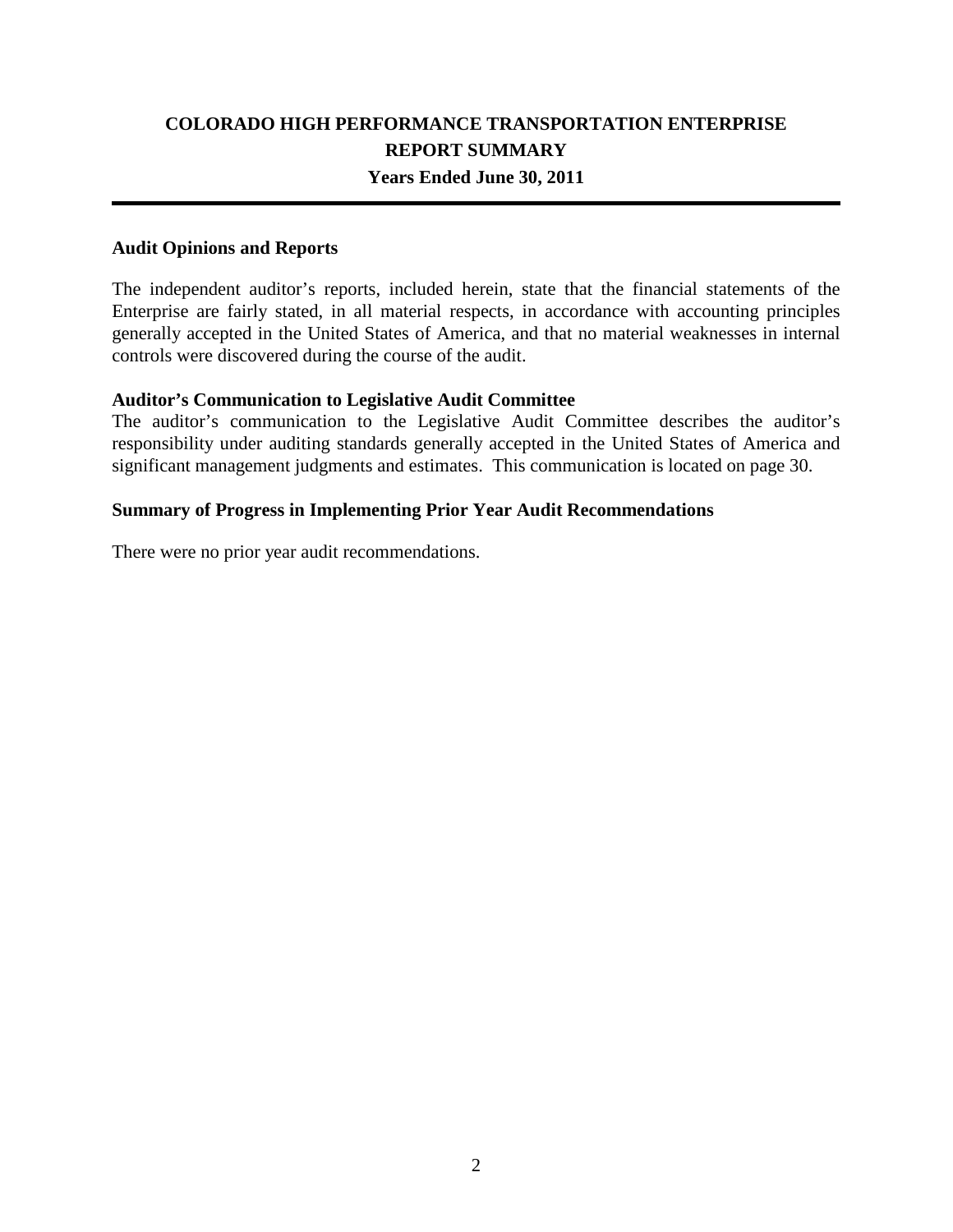# COLORADO HIGH PERFORMANCE TRANSPORTATION ENTERPRISE
## REPORT SUMMARY
### Years Ended June 30, 2011

---

**Audit Opinions and Reports**

The independent auditor's reports, included herein, state that the financial statements of the Enterprise are fairly stated, in all material respects, in accordance with accounting principles generally accepted in the United States of America, and that no material weaknesses in internal controls were discovered during the course of the audit.

**Auditor's Communication to Legislative Audit Committee**

The auditor's communication to the Legislative Audit Committee describes the auditor's responsibility under auditing standards generally accepted in the United States of America and significant management judgments and estimates. This communication is located on page 30.

**Summary of Progress in Implementing Prior Year Audit Recommendations**

There were no prior year audit recommendations.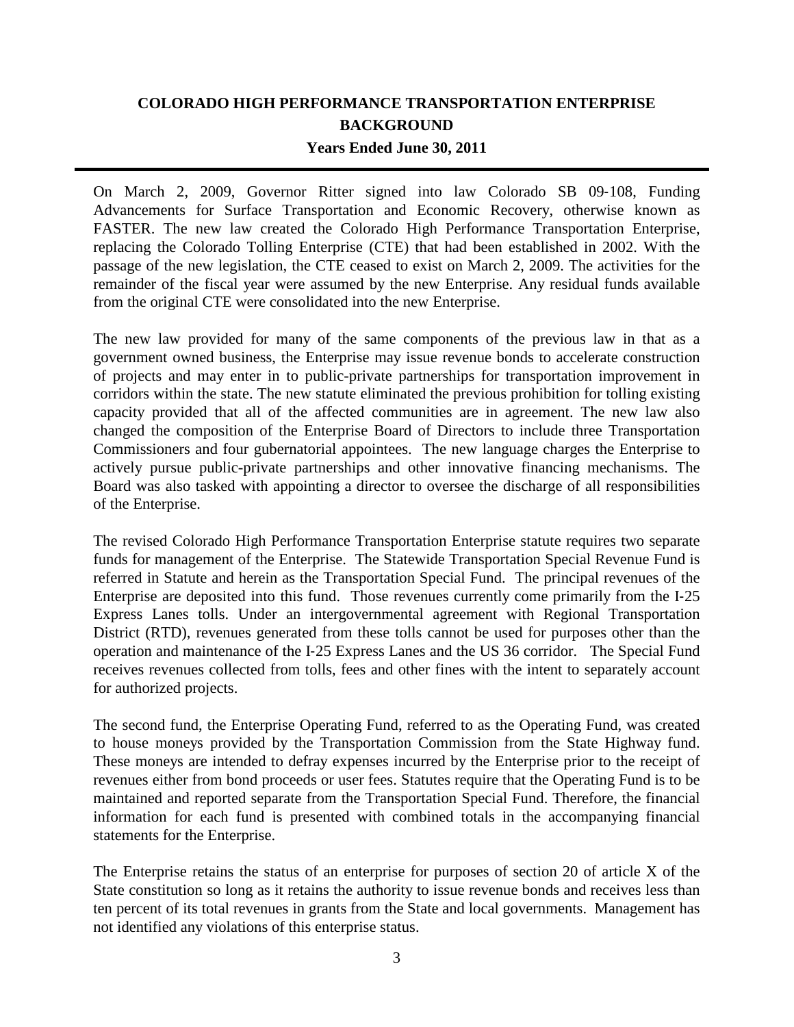# COLORADO HIGH PERFORMANCE TRANSPORTATION ENTERPRISE
## BACKGROUND
### Years Ended June 30, 2011

On March 2, 2009, Governor Ritter signed into law Colorado SB 09-108, Funding Advancements for Surface Transportation and Economic Recovery, otherwise known as FASTER. The new law created the Colorado High Performance Transportation Enterprise, replacing the Colorado Tolling Enterprise (CTE) that had been established in 2002. With the passage of the new legislation, the CTE ceased to exist on March 2, 2009. The activities for the remainder of the fiscal year were assumed by the new Enterprise. Any residual funds available from the original CTE were consolidated into the new Enterprise.

The new law provided for many of the same components of the previous law in that as a government owned business, the Enterprise may issue revenue bonds to accelerate construction of projects and may enter in to public-private partnerships for transportation improvement in corridors within the state. The new statute eliminated the previous prohibition for tolling existing capacity provided that all of the affected communities are in agreement. The new law also changed the composition of the Enterprise Board of Directors to include three Transportation Commissioners and four gubernatorial appointees. The new language charges the Enterprise to actively pursue public-private partnerships and other innovative financing mechanisms. The Board was also tasked with appointing a director to oversee the discharge of all responsibilities of the Enterprise.

The revised Colorado High Performance Transportation Enterprise statute requires two separate funds for management of the Enterprise. The Statewide Transportation Special Revenue Fund is referred in Statute and herein as the Transportation Special Fund. The principal revenues of the Enterprise are deposited into this fund. Those revenues currently come primarily from the I-25 Express Lanes tolls. Under an intergovernmental agreement with Regional Transportation District (RTD), revenues generated from these tolls cannot be used for purposes other than the operation and maintenance of the I-25 Express Lanes and the US 36 corridor. The Special Fund receives revenues collected from tolls, fees and other fines with the intent to separately account for authorized projects.

The second fund, the Enterprise Operating Fund, referred to as the Operating Fund, was created to house moneys provided by the Transportation Commission from the State Highway fund. These moneys are intended to defray expenses incurred by the Enterprise prior to the receipt of revenues either from bond proceeds or user fees. Statutes require that the Operating Fund is to be maintained and reported separate from the Transportation Special Fund. Therefore, the financial information for each fund is presented with combined totals in the accompanying financial statements for the Enterprise.

The Enterprise retains the status of an enterprise for purposes of section 20 of article X of the State constitution so long as it retains the authority to issue revenue bonds and receives less than ten percent of its total revenues in grants from the State and local governments. Management has not identified any violations of this enterprise status.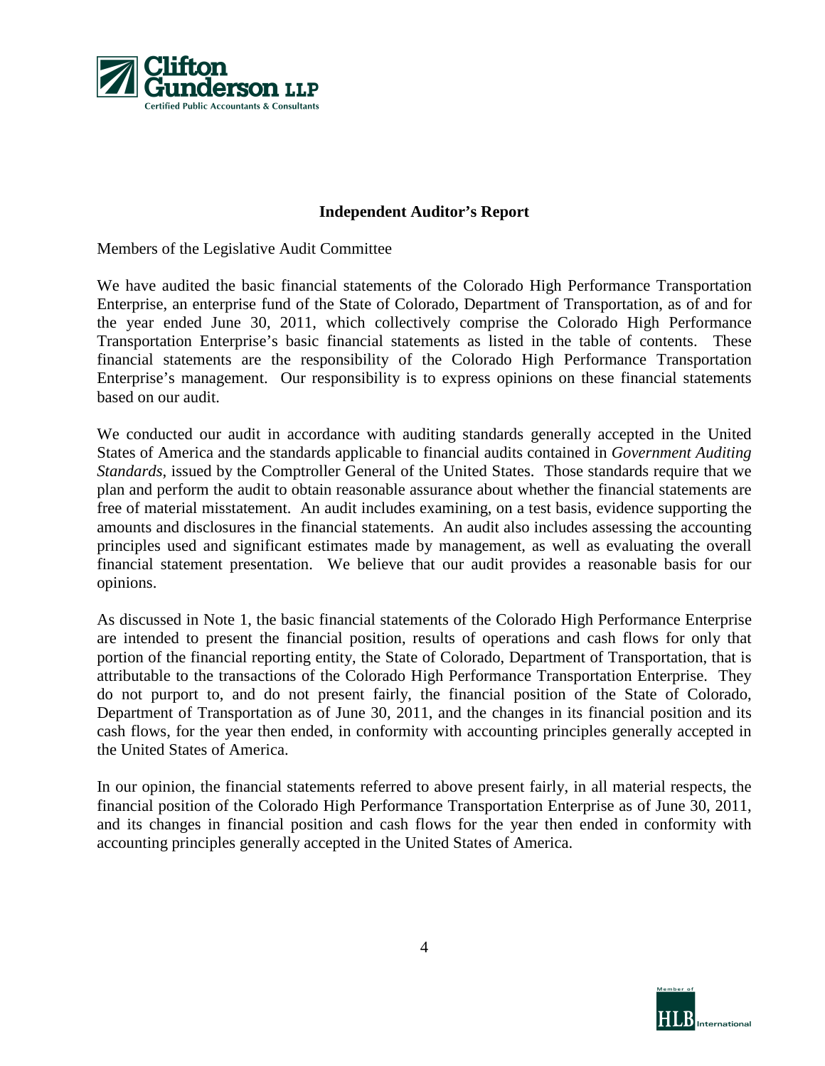Clifton Gunderson LLP
Certified Public Accountants & Consultants

## Independent Auditor's Report

Members of the Legislative Audit Committee

We have audited the basic financial statements of the Colorado High Performance Transportation Enterprise, an enterprise fund of the State of Colorado, Department of Transportation, as of and for the year ended June 30, 2011, which collectively comprise the Colorado High Performance Transportation Enterprise's basic financial statements as listed in the table of contents. These financial statements are the responsibility of the Colorado High Performance Transportation Enterprise's management. Our responsibility is to express opinions on these financial statements based on our audit.

We conducted our audit in accordance with auditing standards generally accepted in the United States of America and the standards applicable to financial audits contained in *Government Auditing Standards*, issued by the Comptroller General of the United States. Those standards require that we plan and perform the audit to obtain reasonable assurance about whether the financial statements are free of material misstatement. An audit includes examining, on a test basis, evidence supporting the amounts and disclosures in the financial statements. An audit also includes assessing the accounting principles used and significant estimates made by management, as well as evaluating the overall financial statement presentation. We believe that our audit provides a reasonable basis for our opinions.

As discussed in Note 1, the basic financial statements of the Colorado High Performance Enterprise are intended to present the financial position, results of operations and cash flows for only that portion of the financial reporting entity, the State of Colorado, Department of Transportation, that is attributable to the transactions of the Colorado High Performance Transportation Enterprise. They do not purport to, and do not present fairly, the financial position of the State of Colorado, Department of Transportation as of June 30, 2011, and the changes in its financial position and its cash flows, for the year then ended, in conformity with accounting principles generally accepted in the United States of America.

In our opinion, the financial statements referred to above present fairly, in all material respects, the financial position of the Colorado High Performance Transportation Enterprise as of June 30, 2011, and its changes in financial position and cash flows for the year then ended in conformity with accounting principles generally accepted in the United States of America.

Member of HLB International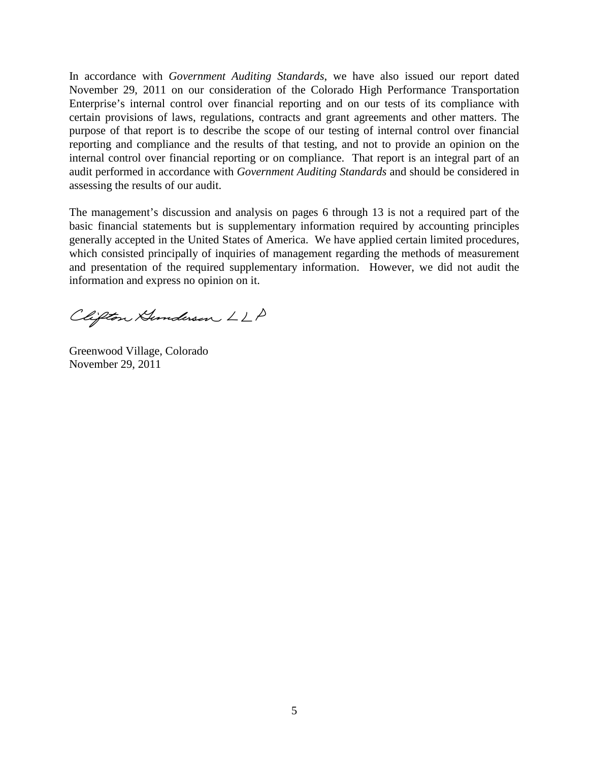In accordance with *Government Auditing Standards*, we have also issued our report dated November 29, 2011 on our consideration of the Colorado High Performance Transportation Enterprise's internal control over financial reporting and on our tests of its compliance with certain provisions of laws, regulations, contracts and grant agreements and other matters. The purpose of that report is to describe the scope of our testing of internal control over financial reporting and compliance and the results of that testing, and not to provide an opinion on the internal control over financial reporting or on compliance. That report is an integral part of an audit performed in accordance with *Government Auditing Standards* and should be considered in assessing the results of our audit.

The management's discussion and analysis on pages 6 through 13 is not a required part of the basic financial statements but is supplementary information required by accounting principles generally accepted in the United States of America. We have applied certain limited procedures, which consisted principally of inquiries of management regarding the methods of measurement and presentation of the required supplementary information. However, we did not audit the information and express no opinion on it.

Clifton Gunderson LLP

Greenwood Village, Colorado
November 29, 2011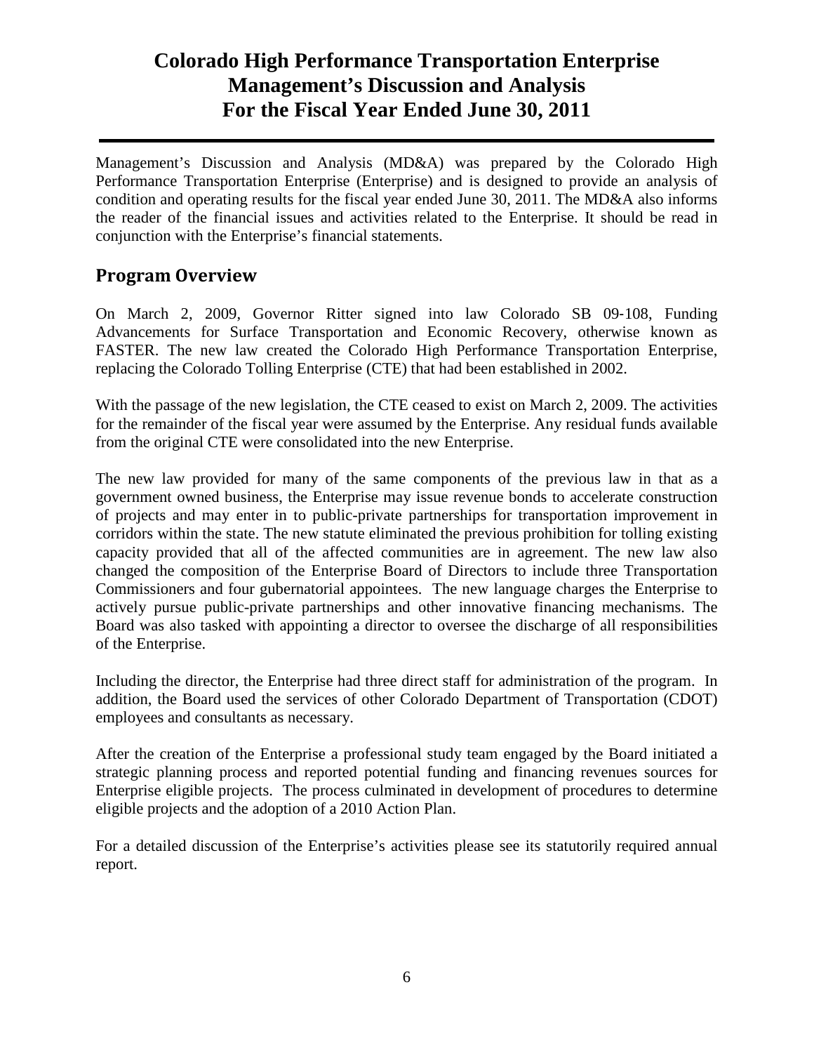# Colorado High Performance Transportation Enterprise Management's Discussion and Analysis For the Fiscal Year Ended June 30, 2011

Management's Discussion and Analysis (MD&A) was prepared by the Colorado High Performance Transportation Enterprise (Enterprise) and is designed to provide an analysis of condition and operating results for the fiscal year ended June 30, 2011. The MD&A also informs the reader of the financial issues and activities related to the Enterprise. It should be read in conjunction with the Enterprise's financial statements.

## Program Overview

On March 2, 2009, Governor Ritter signed into law Colorado SB 09-108, Funding Advancements for Surface Transportation and Economic Recovery, otherwise known as FASTER. The new law created the Colorado High Performance Transportation Enterprise, replacing the Colorado Tolling Enterprise (CTE) that had been established in 2002.

With the passage of the new legislation, the CTE ceased to exist on March 2, 2009. The activities for the remainder of the fiscal year were assumed by the Enterprise. Any residual funds available from the original CTE were consolidated into the new Enterprise.

The new law provided for many of the same components of the previous law in that as a government owned business, the Enterprise may issue revenue bonds to accelerate construction of projects and may enter in to public-private partnerships for transportation improvement in corridors within the state. The new statute eliminated the previous prohibition for tolling existing capacity provided that all of the affected communities are in agreement. The new law also changed the composition of the Enterprise Board of Directors to include three Transportation Commissioners and four gubernatorial appointees. The new language charges the Enterprise to actively pursue public-private partnerships and other innovative financing mechanisms. The Board was also tasked with appointing a director to oversee the discharge of all responsibilities of the Enterprise.

Including the director, the Enterprise had three direct staff for administration of the program. In addition, the Board used the services of other Colorado Department of Transportation (CDOT) employees and consultants as necessary.

After the creation of the Enterprise a professional study team engaged by the Board initiated a strategic planning process and reported potential funding and financing revenues sources for Enterprise eligible projects. The process culminated in development of procedures to determine eligible projects and the adoption of a 2010 Action Plan.

For a detailed discussion of the Enterprise's activities please see its statutorily required annual report.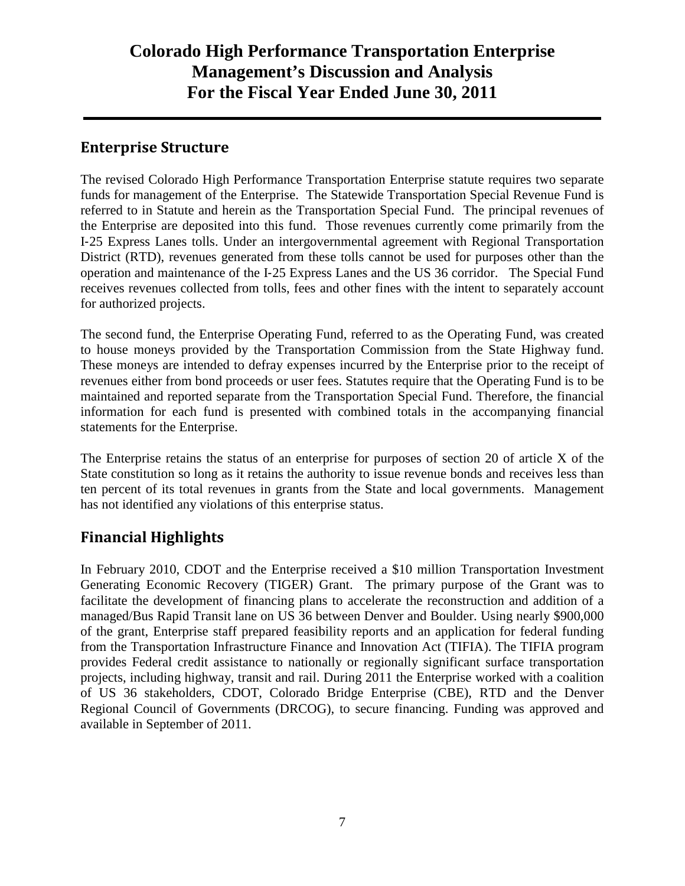# Colorado High Performance Transportation Enterprise
# Management's Discussion and Analysis
# For the Fiscal Year Ended June 30, 2011

## Enterprise Structure

The revised Colorado High Performance Transportation Enterprise statute requires two separate funds for management of the Enterprise. The Statewide Transportation Special Revenue Fund is referred to in Statute and herein as the Transportation Special Fund. The principal revenues of the Enterprise are deposited into this fund. Those revenues currently come primarily from the I-25 Express Lanes tolls. Under an intergovernmental agreement with Regional Transportation District (RTD), revenues generated from these tolls cannot be used for purposes other than the operation and maintenance of the I-25 Express Lanes and the US 36 corridor. The Special Fund receives revenues collected from tolls, fees and other fines with the intent to separately account for authorized projects.

The second fund, the Enterprise Operating Fund, referred to as the Operating Fund, was created to house moneys provided by the Transportation Commission from the State Highway fund. These moneys are intended to defray expenses incurred by the Enterprise prior to the receipt of revenues either from bond proceeds or user fees. Statutes require that the Operating Fund is to be maintained and reported separate from the Transportation Special Fund. Therefore, the financial information for each fund is presented with combined totals in the accompanying financial statements for the Enterprise.

The Enterprise retains the status of an enterprise for purposes of section 20 of article X of the State constitution so long as it retains the authority to issue revenue bonds and receives less than ten percent of its total revenues in grants from the State and local governments. Management has not identified any violations of this enterprise status.

## Financial Highlights

In February 2010, CDOT and the Enterprise received a $10 million Transportation Investment Generating Economic Recovery (TIGER) Grant. The primary purpose of the Grant was to facilitate the development of financing plans to accelerate the reconstruction and addition of a managed/Bus Rapid Transit lane on US 36 between Denver and Boulder. Using nearly $900,000 of the grant, Enterprise staff prepared feasibility reports and an application for federal funding from the Transportation Infrastructure Finance and Innovation Act (TIFIA). The TIFIA program provides Federal credit assistance to nationally or regionally significant surface transportation projects, including highway, transit and rail. During 2011 the Enterprise worked with a coalition of US 36 stakeholders, CDOT, Colorado Bridge Enterprise (CBE), RTD and the Denver Regional Council of Governments (DRCOG), to secure financing. Funding was approved and available in September of 2011.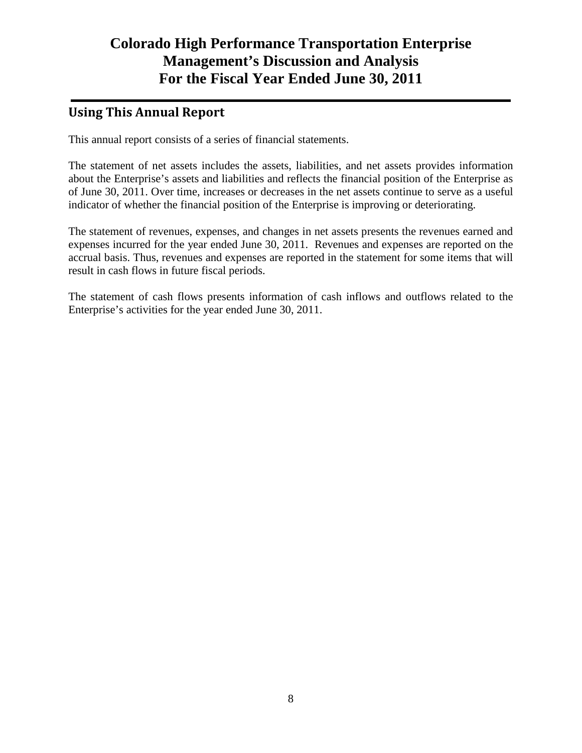# Colorado High Performance Transportation Enterprise
# Management's Discussion and Analysis
# For the Fiscal Year Ended June 30, 2011

## Using This Annual Report

This annual report consists of a series of financial statements.

The statement of net assets includes the assets, liabilities, and net assets provides information about the Enterprise's assets and liabilities and reflects the financial position of the Enterprise as of June 30, 2011. Over time, increases or decreases in the net assets continue to serve as a useful indicator of whether the financial position of the Enterprise is improving or deteriorating.

The statement of revenues, expenses, and changes in net assets presents the revenues earned and expenses incurred for the year ended June 30, 2011. Revenues and expenses are reported on the accrual basis. Thus, revenues and expenses are reported in the statement for some items that will result in cash flows in future fiscal periods.

The statement of cash flows presents information of cash inflows and outflows related to the Enterprise's activities for the year ended June 30, 2011.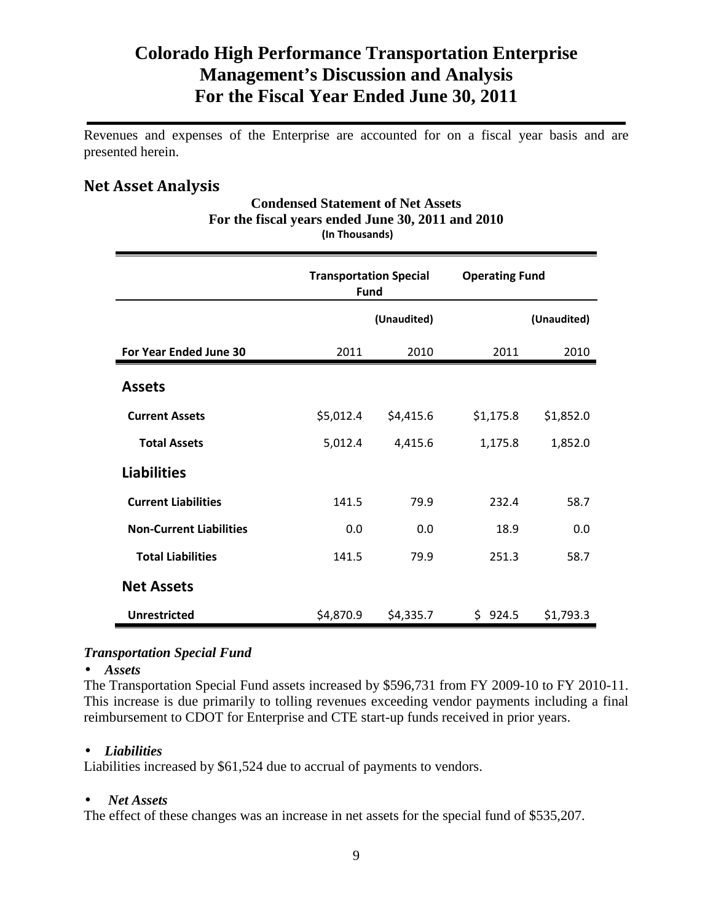# Colorado High Performance Transportation Enterprise
# Management's Discussion and Analysis
# For the Fiscal Year Ended June 30, 2011

Revenues and expenses of the Enterprise are accounted for on a fiscal year basis and are presented herein.

## Net Asset Analysis

**Condensed Statement of Net Assets**
**For the fiscal years ended June 30, 2011 and 2010**
**(In Thousands)**

| | Transportation Special Fund | | Operating Fund | |
|---|---|---|---|---|
| | | (Unaudited) | | (Unaudited) |
| **For Year Ended June 30** | 2011 | 2010 | 2011 | 2010 |
| **Assets** | | | | |
| **Current Assets** | $5,012.4 | $4,415.6 | $1,175.8 | $1,852.0 |
| **Total Assets** | 5,012.4 | 4,415.6 | 1,175.8 | 1,852.0 |
| **Liabilities** | | | | |
| **Current Liabilities** | 141.5 | 79.9 | 232.4 | 58.7 |
| **Non-Current Liabilities** | 0.0 | 0.0 | 18.9 | 0.0 |
| **Total Liabilities** | 141.5 | 79.9 | 251.3 | 58.7 |
| **Net Assets** | | | | |
| **Unrestricted** | $4,870.9 | $4,335.7 | $ 924.5 | $1,793.3 |

### *Transportation Special Fund*

- ***Assets***

The Transportation Special Fund assets increased by $596,731 from FY 2009-10 to FY 2010-11. This increase is due primarily to tolling revenues exceeding vendor payments including a final reimbursement to CDOT for Enterprise and CTE start-up funds received in prior years.

- ***Liabilities***

Liabilities increased by $61,524 due to accrual of payments to vendors.

- ***Net Assets***

The effect of these changes was an increase in net assets for the special fund of $535,207.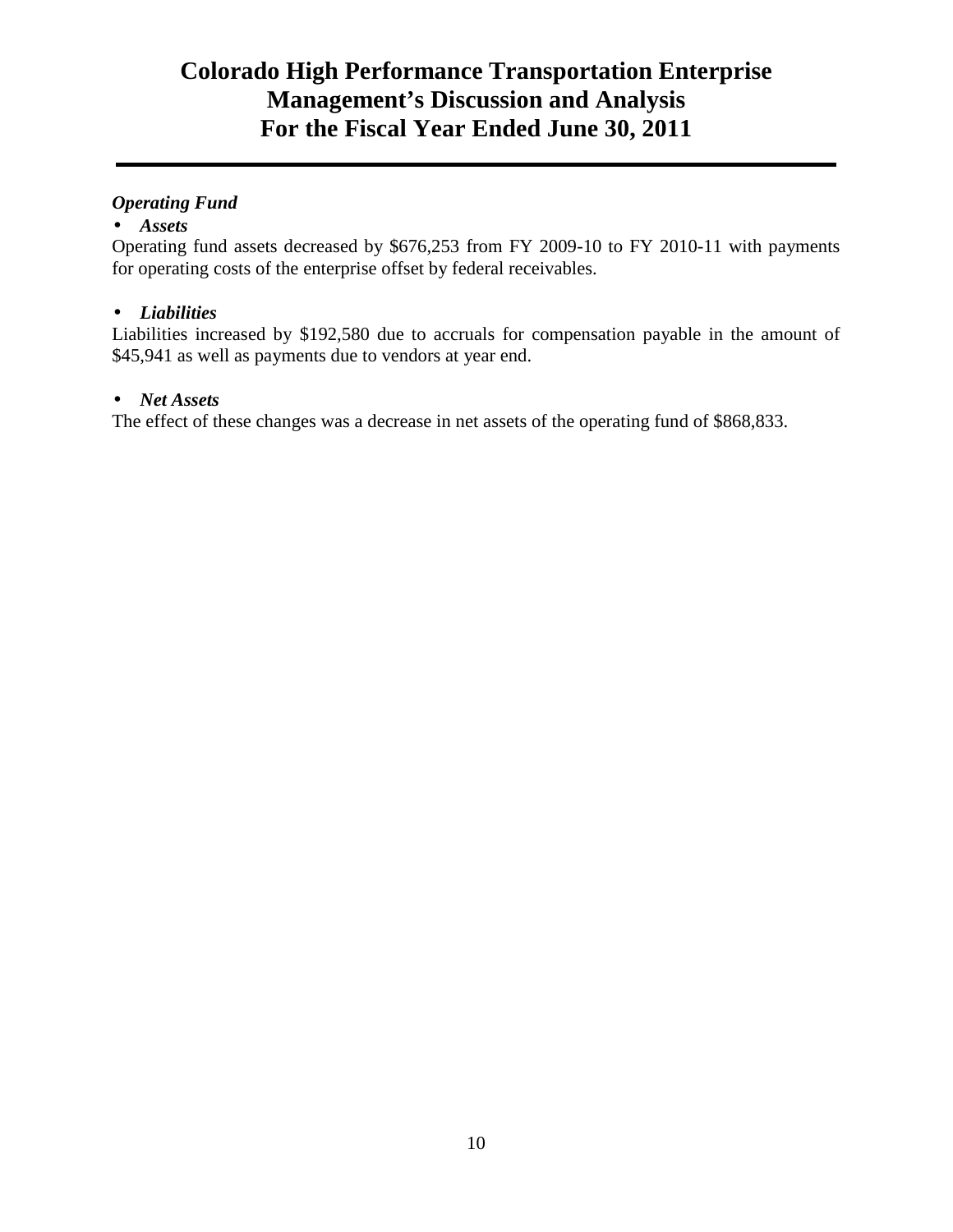### *Operating Fund*

- ***Assets***

Operating fund assets decreased by $676,253 from FY 2009-10 to FY 2010-11 with payments for operating costs of the enterprise offset by federal receivables.

- ***Liabilities***

Liabilities increased by $192,580 due to accruals for compensation payable in the amount of $45,941 as well as payments due to vendors at year end.

- ***Net Assets***

The effect of these changes was a decrease in net assets of the operating fund of $868,833.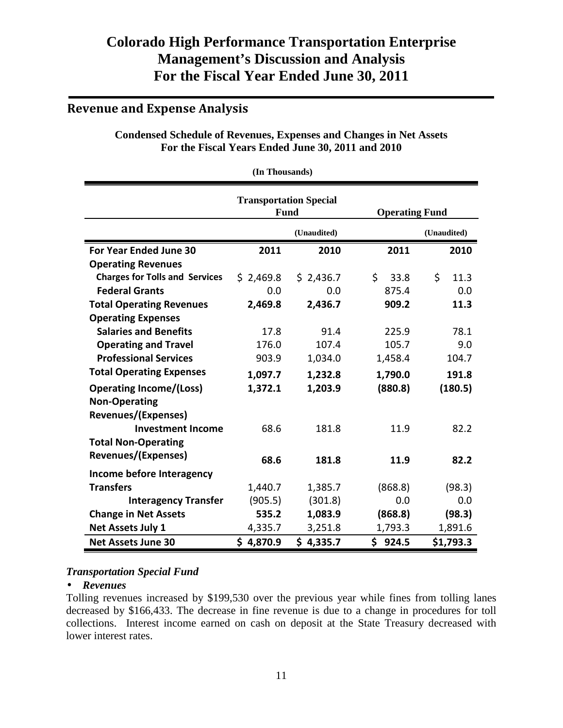# Colorado High Performance Transportation Enterprise
# Management's Discussion and Analysis
# For the Fiscal Year Ended June 30, 2011

## Revenue and Expense Analysis

**Condensed Schedule of Revenues, Expenses and Changes in Net Assets**
**For the Fiscal Years Ended June 30, 2011 and 2010**

**(In Thousands)**

| | Transportation Special Fund | | Operating Fund | |
|---|---|---|---|---|
| | | (Unaudited) | | (Unaudited) |
| **For Year Ended June 30** | **2011** | **2010** | **2011** | **2010** |
| **Operating Revenues** | | | | |
| **Charges for Tolls and Services** | $ 2,469.8 | $ 2,436.7 | $ 33.8 | $ 11.3 |
| **Federal Grants** | 0.0 | 0.0 | 875.4 | 0.0 |
| **Total Operating Revenues** | **2,469.8** | **2,436.7** | **909.2** | **11.3** |
| **Operating Expenses** | | | | |
| **Salaries and Benefits** | 17.8 | 91.4 | 225.9 | 78.1 |
| **Operating and Travel** | 176.0 | 107.4 | 105.7 | 9.0 |
| **Professional Services** | 903.9 | 1,034.0 | 1,458.4 | 104.7 |
| **Total Operating Expenses** | **1,097.7** | **1,232.8** | **1,790.0** | **191.8** |
| **Operating Income/(Loss)** | **1,372.1** | **1,203.9** | **(880.8)** | **(180.5)** |
| **Non-Operating Revenues/(Expenses)** | | | | |
| **Investment Income** | 68.6 | 181.8 | 11.9 | 82.2 |
| **Total Non-Operating Revenues/(Expenses)** | **68.6** | **181.8** | **11.9** | **82.2** |
| **Income before Interagency Transfers** | 1,440.7 | 1,385.7 | (868.8) | (98.3) |
| **Interagency Transfer** | (905.5) | (301.8) | 0.0 | 0.0 |
| **Change in Net Assets** | **535.2** | **1,083.9** | **(868.8)** | **(98.3)** |
| **Net Assets July 1** | 4,335.7 | 3,251.8 | 1,793.3 | 1,891.6 |
| **Net Assets June 30** | **$ 4,870.9** | **$ 4,335.7** | **$ 924.5** | **$1,793.3** |

### *Transportation Special Fund*

- ***Revenues***

Tolling revenues increased by $199,530 over the previous year while fines from tolling lanes decreased by $166,433. The decrease in fine revenue is due to a change in procedures for toll collections. Interest income earned on cash on deposit at the State Treasury decreased with lower interest rates.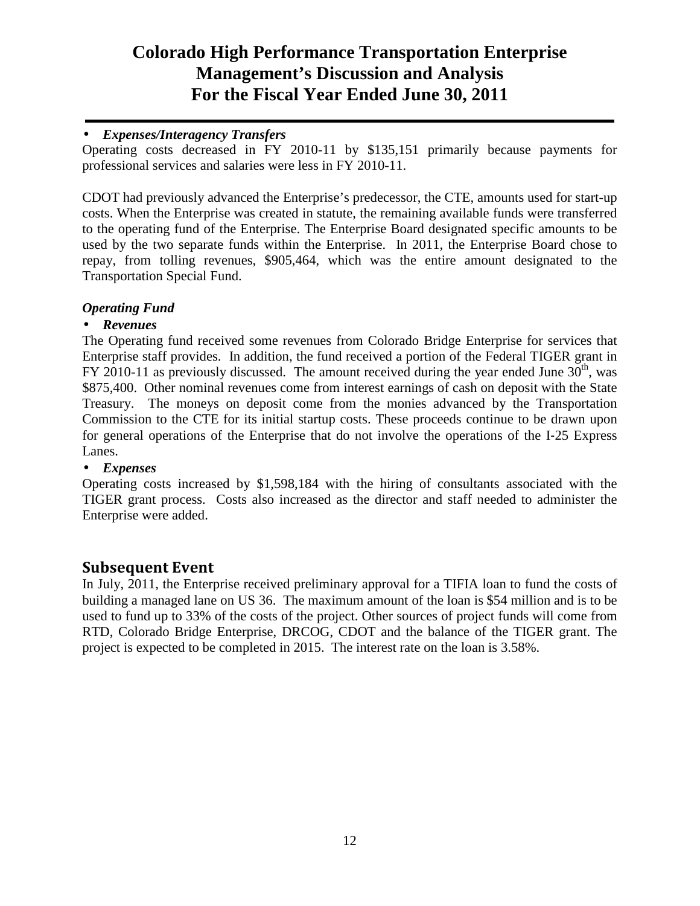- ***Expenses/Interagency Transfers***

Operating costs decreased in FY 2010-11 by $135,151 primarily because payments for professional services and salaries were less in FY 2010-11.

CDOT had previously advanced the Enterprise's predecessor, the CTE, amounts used for start-up costs. When the Enterprise was created in statute, the remaining available funds were transferred to the operating fund of the Enterprise. The Enterprise Board designated specific amounts to be used by the two separate funds within the Enterprise. In 2011, the Enterprise Board chose to repay, from tolling revenues, $905,464, which was the entire amount designated to the Transportation Special Fund.

***Operating Fund***

- ***Revenues***

The Operating fund received some revenues from Colorado Bridge Enterprise for services that Enterprise staff provides. In addition, the fund received a portion of the Federal TIGER grant in FY 2010-11 as previously discussed. The amount received during the year ended June 30th, was $875,400. Other nominal revenues come from interest earnings of cash on deposit with the State Treasury. The moneys on deposit come from the monies advanced by the Transportation Commission to the CTE for its initial startup costs. These proceeds continue to be drawn upon for general operations of the Enterprise that do not involve the operations of the I-25 Express Lanes.

- ***Expenses***

Operating costs increased by $1,598,184 with the hiring of consultants associated with the TIGER grant process. Costs also increased as the director and staff needed to administer the Enterprise were added.

## Subsequent Event

In July, 2011, the Enterprise received preliminary approval for a TIFIA loan to fund the costs of building a managed lane on US 36. The maximum amount of the loan is $54 million and is to be used to fund up to 33% of the costs of the project. Other sources of project funds will come from RTD, Colorado Bridge Enterprise, DRCOG, CDOT and the balance of the TIGER grant. The project is expected to be completed in 2015. The interest rate on the loan is 3.58%.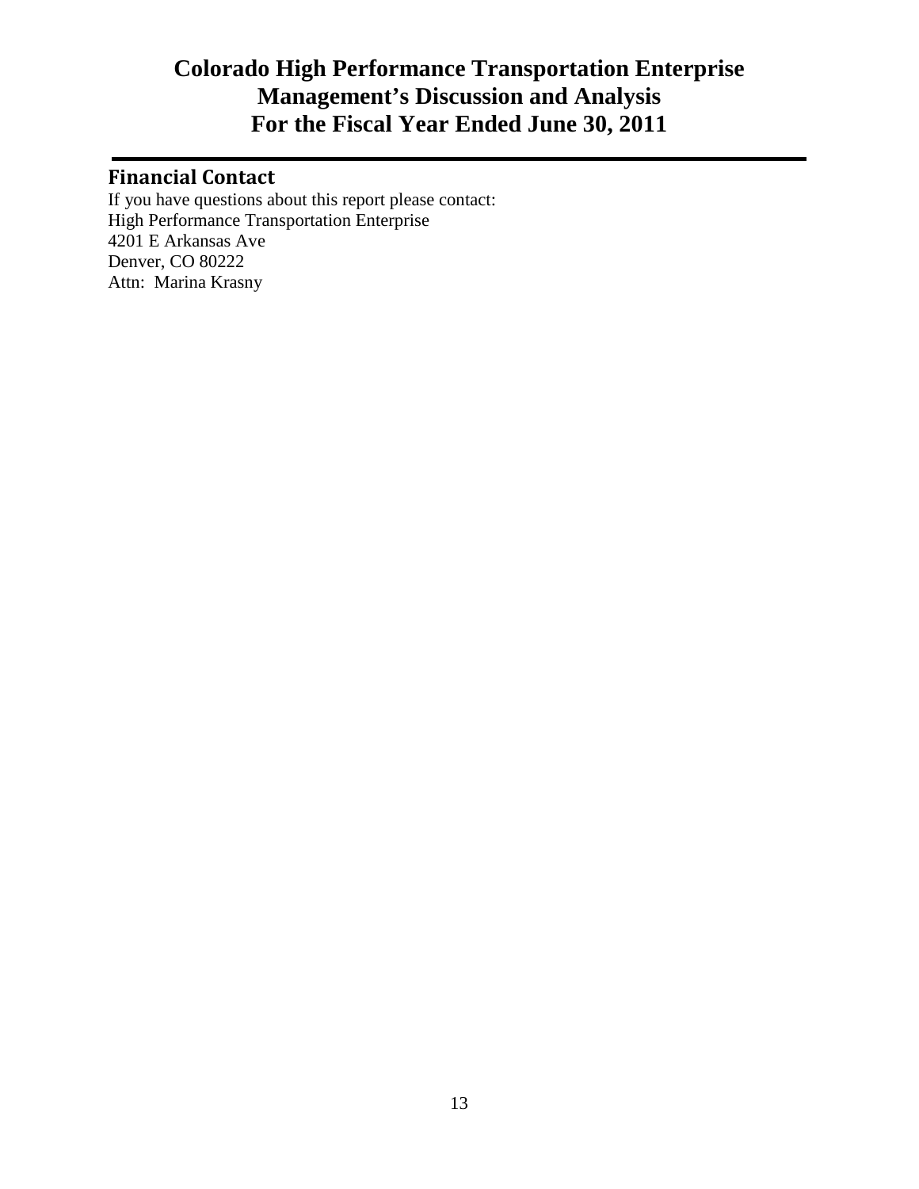# Colorado High Performance Transportation Enterprise
# Management's Discussion and Analysis
# For the Fiscal Year Ended June 30, 2011

## Financial Contact

If you have questions about this report please contact:
High Performance Transportation Enterprise
4201 E Arkansas Ave
Denver, CO 80222
Attn: Marina Krasny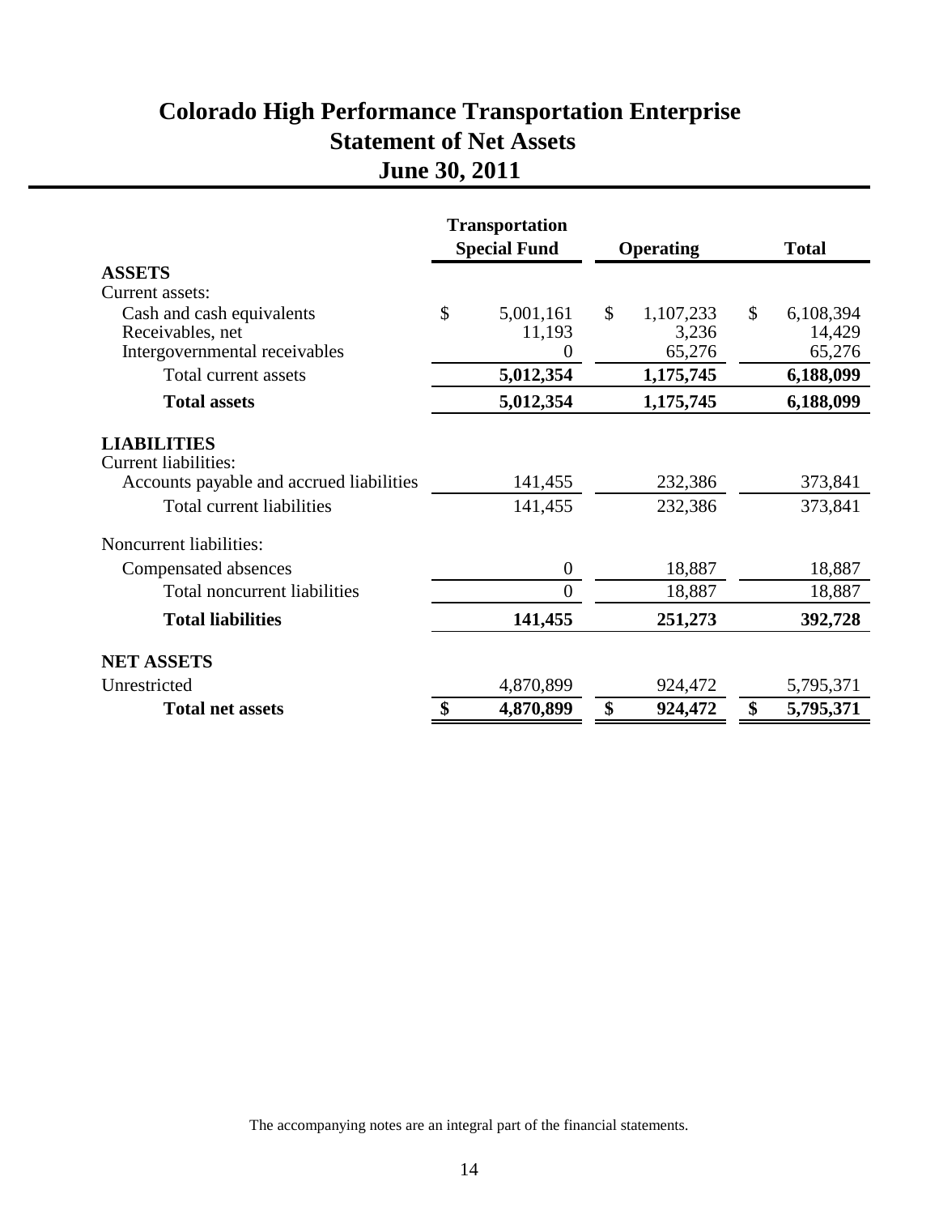# Colorado High Performance Transportation Enterprise
## Statement of Net Assets
## June 30, 2011

| | Transportation Special Fund | Operating | Total |
|---|---|---|---|
| **ASSETS** | | | |
| Current assets: | | | |
| Cash and cash equivalents | $ 5,001,161 | $ 1,107,233 | $ 6,108,394 |
| Receivables, net | 11,193 | 3,236 | 14,429 |
| Intergovernmental receivables | 0 | 65,276 | 65,276 |
| Total current assets | **5,012,354** | **1,175,745** | **6,188,099** |
| **Total assets** | **5,012,354** | **1,175,745** | **6,188,099** |
| **LIABILITIES** | | | |
| Current liabilities: | | | |
| Accounts payable and accrued liabilities | 141,455 | 232,386 | 373,841 |
| Total current liabilities | 141,455 | 232,386 | 373,841 |
| Noncurrent liabilities: | | | |
| Compensated absences | 0 | 18,887 | 18,887 |
| Total noncurrent liabilities | 0 | 18,887 | 18,887 |
| **Total liabilities** | **141,455** | **251,273** | **392,728** |
| **NET ASSETS** | | | |
| Unrestricted | 4,870,899 | 924,472 | 5,795,371 |
| **Total net assets** | **$ 4,870,899** | **$ 924,472** | **$ 5,795,371** |

The accompanying notes are an integral part of the financial statements.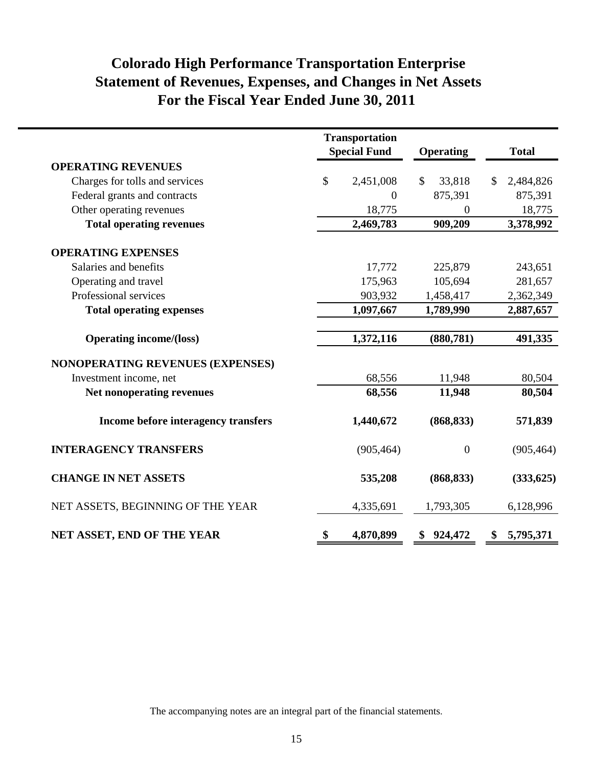# Colorado High Performance Transportation Enterprise
## Statement of Revenues, Expenses, and Changes in Net Assets
## For the Fiscal Year Ended June 30, 2011

| | Transportation Special Fund | Operating | Total |
|---|---|---|---|
| **OPERATING REVENUES** | | | |
| Charges for tolls and services | $ 2,451,008 | $ 33,818 | $ 2,484,826 |
| Federal grants and contracts | 0 | 875,391 | 875,391 |
| Other operating revenues | 18,775 | 0 | 18,775 |
| **Total operating revenues** | **2,469,783** | **909,209** | **3,378,992** |
| **OPERATING EXPENSES** | | | |
| Salaries and benefits | 17,772 | 225,879 | 243,651 |
| Operating and travel | 175,963 | 105,694 | 281,657 |
| Professional services | 903,932 | 1,458,417 | 2,362,349 |
| **Total operating expenses** | **1,097,667** | **1,789,990** | **2,887,657** |
| **Operating income/(loss)** | **1,372,116** | **(880,781)** | **491,335** |
| **NONOPERATING REVENUES (EXPENSES)** | | | |
| Investment income, net | 68,556 | 11,948 | 80,504 |
| **Net nonoperating revenues** | **68,556** | **11,948** | **80,504** |
| **Income before interagency transfers** | **1,440,672** | **(868,833)** | **571,839** |
| **INTERAGENCY TRANSFERS** | (905,464) | 0 | (905,464) |
| **CHANGE IN NET ASSETS** | **535,208** | **(868,833)** | **(333,625)** |
| NET ASSETS, BEGINNING OF THE YEAR | 4,335,691 | 1,793,305 | 6,128,996 |
| **NET ASSET, END OF THE YEAR** | **$ 4,870,899** | **$ 924,472** | **$ 5,795,371** |

The accompanying notes are an integral part of the financial statements.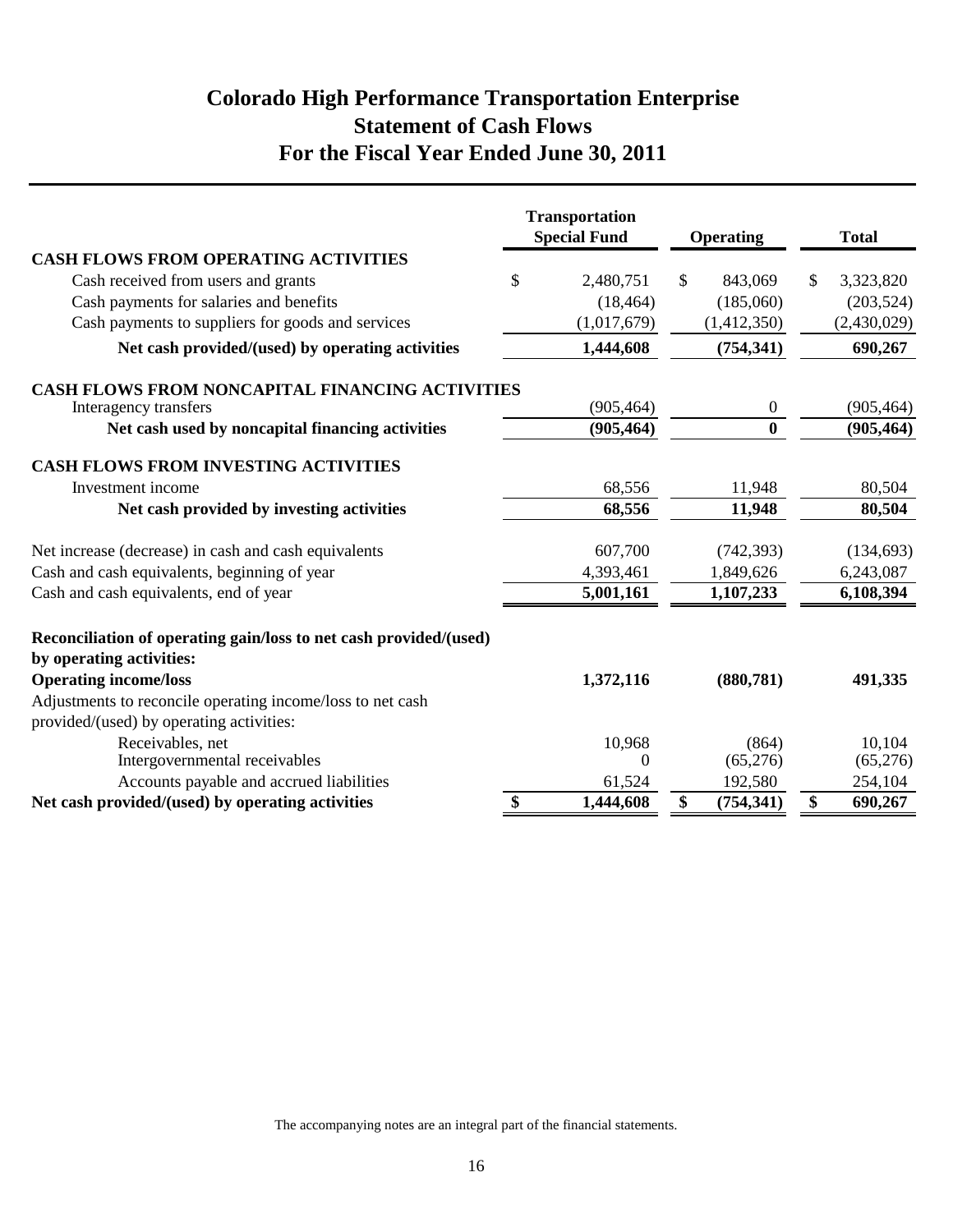# Colorado High Performance Transportation Enterprise
## Statement of Cash Flows
## For the Fiscal Year Ended June 30, 2011

| | Transportation Special Fund | Operating | Total |
|---|---|---|---|
| **CASH FLOWS FROM OPERATING ACTIVITIES** | | | |
| Cash received from users and grants | $ 2,480,751 | $ 843,069 | $ 3,323,820 |
| Cash payments for salaries and benefits | (18,464) | (185,060) | (203,524) |
| Cash payments to suppliers for goods and services | (1,017,679) | (1,412,350) | (2,430,029) |
| **Net cash provided/(used) by operating activities** | **1,444,608** | **(754,341)** | **690,267** |
| **CASH FLOWS FROM NONCAPITAL FINANCING ACTIVITIES** | | | |
| Interagency transfers | (905,464) | 0 | (905,464) |
| **Net cash used by noncapital financing activities** | **(905,464)** | **0** | **(905,464)** |
| **CASH FLOWS FROM INVESTING ACTIVITIES** | | | |
| Investment income | 68,556 | 11,948 | 80,504 |
| **Net cash provided by investing activities** | **68,556** | **11,948** | **80,504** |
| Net increase (decrease) in cash and cash equivalents | 607,700 | (742,393) | (134,693) |
| Cash and cash equivalents, beginning of year | 4,393,461 | 1,849,626 | 6,243,087 |
| Cash and cash equivalents, end of year | **5,001,161** | **1,107,233** | **6,108,394** |
| **Reconciliation of operating gain/loss to net cash provided/(used) by operating activities:** | | | |
| **Operating income/loss** | **1,372,116** | **(880,781)** | **491,335** |
| Adjustments to reconcile operating income/loss to net cash provided/(used) by operating activities: | | | |
| Receivables, net | 10,968 | (864) | 10,104 |
| Intergovernmental receivables | 0 | (65,276) | (65,276) |
| Accounts payable and accrued liabilities | 61,524 | 192,580 | 254,104 |
| **Net cash provided/(used) by operating activities** | **$ 1,444,608** | **$ (754,341)** | **$ 690,267** |

The accompanying notes are an integral part of the financial statements.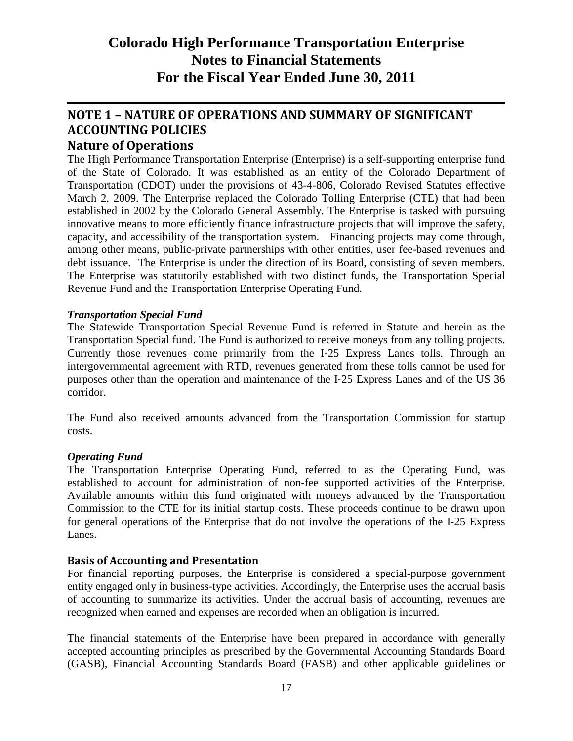# Colorado High Performance Transportation Enterprise
# Notes to Financial Statements
# For the Fiscal Year Ended June 30, 2011

## NOTE 1 – NATURE OF OPERATIONS AND SUMMARY OF SIGNIFICANT ACCOUNTING POLICIES

## Nature of Operations

The High Performance Transportation Enterprise (Enterprise) is a self-supporting enterprise fund of the State of Colorado. It was established as an entity of the Colorado Department of Transportation (CDOT) under the provisions of 43-4-806, Colorado Revised Statutes effective March 2, 2009. The Enterprise replaced the Colorado Tolling Enterprise (CTE) that had been established in 2002 by the Colorado General Assembly. The Enterprise is tasked with pursuing innovative means to more efficiently finance infrastructure projects that will improve the safety, capacity, and accessibility of the transportation system. Financing projects may come through, among other means, public-private partnerships with other entities, user fee-based revenues and debt issuance. The Enterprise is under the direction of its Board, consisting of seven members. The Enterprise was statutorily established with two distinct funds, the Transportation Special Revenue Fund and the Transportation Enterprise Operating Fund.

### *Transportation Special Fund*

The Statewide Transportation Special Revenue Fund is referred in Statute and herein as the Transportation Special fund. The Fund is authorized to receive moneys from any tolling projects. Currently those revenues come primarily from the I-25 Express Lanes tolls. Through an intergovernmental agreement with RTD, revenues generated from these tolls cannot be used for purposes other than the operation and maintenance of the I-25 Express Lanes and of the US 36 corridor.

The Fund also received amounts advanced from the Transportation Commission for startup costs.

### *Operating Fund*

The Transportation Enterprise Operating Fund, referred to as the Operating Fund, was established to account for administration of non-fee supported activities of the Enterprise. Available amounts within this fund originated with moneys advanced by the Transportation Commission to the CTE for its initial startup costs. These proceeds continue to be drawn upon for general operations of the Enterprise that do not involve the operations of the I-25 Express Lanes.

### Basis of Accounting and Presentation

For financial reporting purposes, the Enterprise is considered a special-purpose government entity engaged only in business-type activities. Accordingly, the Enterprise uses the accrual basis of accounting to summarize its activities. Under the accrual basis of accounting, revenues are recognized when earned and expenses are recorded when an obligation is incurred.

The financial statements of the Enterprise have been prepared in accordance with generally accepted accounting principles as prescribed by the Governmental Accounting Standards Board (GASB), Financial Accounting Standards Board (FASB) and other applicable guidelines or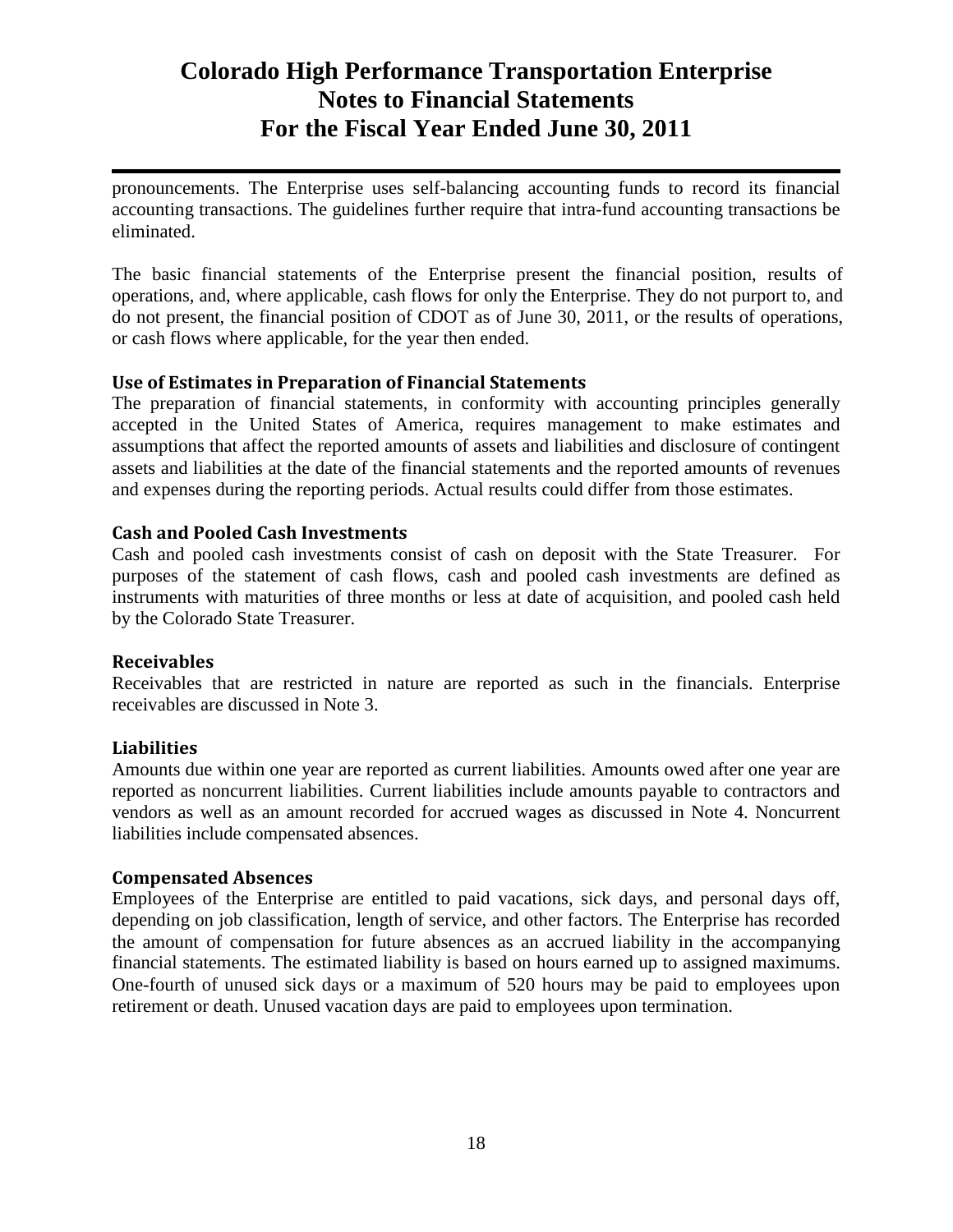pronouncements. The Enterprise uses self-balancing accounting funds to record its financial accounting transactions. The guidelines further require that intra-fund accounting transactions be eliminated.

The basic financial statements of the Enterprise present the financial position, results of operations, and, where applicable, cash flows for only the Enterprise. They do not purport to, and do not present, the financial position of CDOT as of June 30, 2011, or the results of operations, or cash flows where applicable, for the year then ended.

### Use of Estimates in Preparation of Financial Statements

The preparation of financial statements, in conformity with accounting principles generally accepted in the United States of America, requires management to make estimates and assumptions that affect the reported amounts of assets and liabilities and disclosure of contingent assets and liabilities at the date of the financial statements and the reported amounts of revenues and expenses during the reporting periods. Actual results could differ from those estimates.

### Cash and Pooled Cash Investments

Cash and pooled cash investments consist of cash on deposit with the State Treasurer. For purposes of the statement of cash flows, cash and pooled cash investments are defined as instruments with maturities of three months or less at date of acquisition, and pooled cash held by the Colorado State Treasurer.

### Receivables

Receivables that are restricted in nature are reported as such in the financials. Enterprise receivables are discussed in Note 3.

### Liabilities

Amounts due within one year are reported as current liabilities. Amounts owed after one year are reported as noncurrent liabilities. Current liabilities include amounts payable to contractors and vendors as well as an amount recorded for accrued wages as discussed in Note 4. Noncurrent liabilities include compensated absences.

### Compensated Absences

Employees of the Enterprise are entitled to paid vacations, sick days, and personal days off, depending on job classification, length of service, and other factors. The Enterprise has recorded the amount of compensation for future absences as an accrued liability in the accompanying financial statements. The estimated liability is based on hours earned up to assigned maximums. One-fourth of unused sick days or a maximum of 520 hours may be paid to employees upon retirement or death. Unused vacation days are paid to employees upon termination.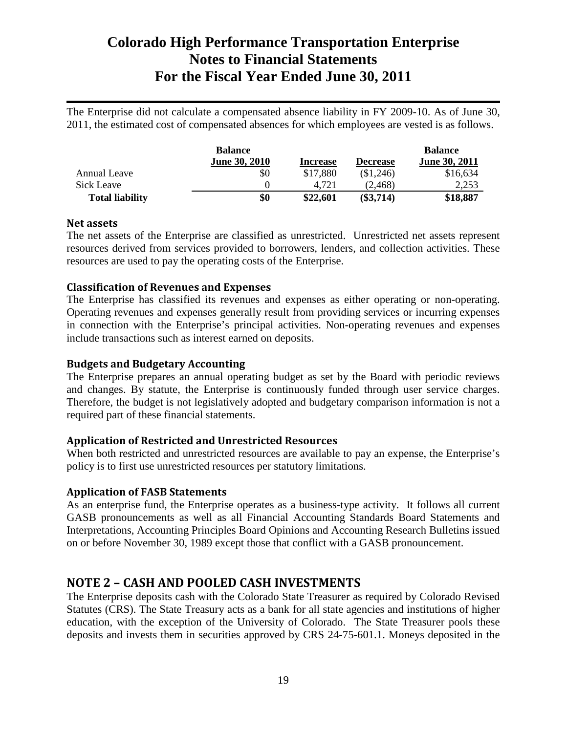The Enterprise did not calculate a compensated absence liability in FY 2009-10. As of June 30, 2011, the estimated cost of compensated absences for which employees are vested is as follows.

| | Balance June 30, 2010 | Increase | Decrease | Balance June 30, 2011 |
|---|---|---|---|---|
| Annual Leave | $0 | $17,880 | ($1,246) | $16,634 |
| Sick Leave | 0 | 4,721 | (2,468) | 2,253 |
| **Total liability** | **$0** | **$22,601** | **($3,714)** | **$18,887** |

### Net assets

The net assets of the Enterprise are classified as unrestricted. Unrestricted net assets represent resources derived from services provided to borrowers, lenders, and collection activities. These resources are used to pay the operating costs of the Enterprise.

### Classification of Revenues and Expenses

The Enterprise has classified its revenues and expenses as either operating or non-operating. Operating revenues and expenses generally result from providing services or incurring expenses in connection with the Enterprise's principal activities. Non-operating revenues and expenses include transactions such as interest earned on deposits.

### Budgets and Budgetary Accounting

The Enterprise prepares an annual operating budget as set by the Board with periodic reviews and changes. By statute, the Enterprise is continuously funded through user service charges. Therefore, the budget is not legislatively adopted and budgetary comparison information is not a required part of these financial statements.

### Application of Restricted and Unrestricted Resources

When both restricted and unrestricted resources are available to pay an expense, the Enterprise's policy is to first use unrestricted resources per statutory limitations.

### Application of FASB Statements

As an enterprise fund, the Enterprise operates as a business-type activity. It follows all current GASB pronouncements as well as all Financial Accounting Standards Board Statements and Interpretations, Accounting Principles Board Opinions and Accounting Research Bulletins issued on or before November 30, 1989 except those that conflict with a GASB pronouncement.

## NOTE 2 – CASH AND POOLED CASH INVESTMENTS

The Enterprise deposits cash with the Colorado State Treasurer as required by Colorado Revised Statutes (CRS). The State Treasury acts as a bank for all state agencies and institutions of higher education, with the exception of the University of Colorado. The State Treasurer pools these deposits and invests them in securities approved by CRS 24-75-601.1. Moneys deposited in the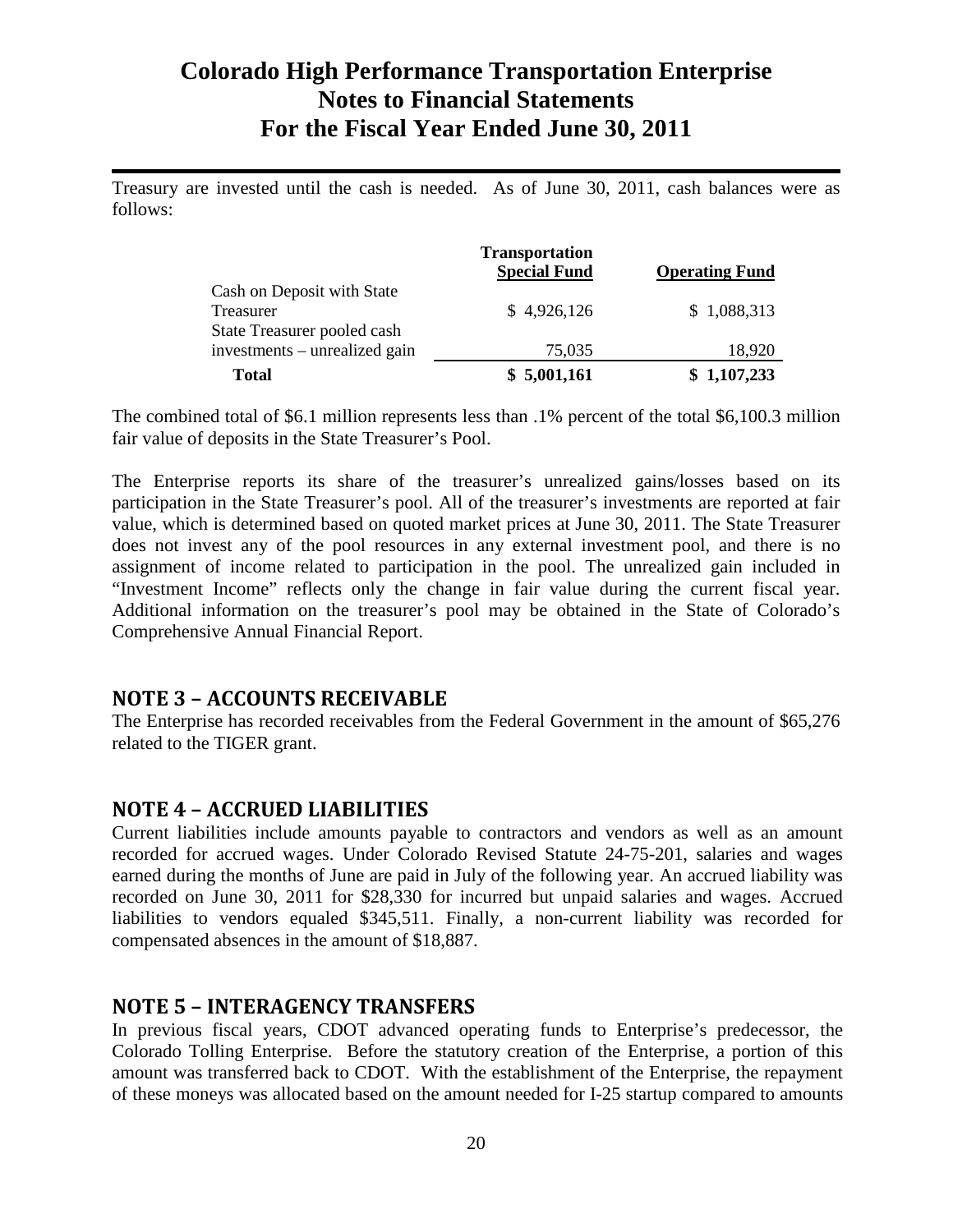Treasury are invested until the cash is needed. As of June 30, 2011, cash balances were as follows:

| | Transportation Special Fund | Operating Fund |
|---|---|---|
| Cash on Deposit with State Treasurer | $ 4,926,126 | $ 1,088,313 |
| State Treasurer pooled cash investments – unrealized gain | 75,035 | 18,920 |
| **Total** | **$ 5,001,161** | **$ 1,107,233** |

The combined total of $6.1 million represents less than .1% percent of the total $6,100.3 million fair value of deposits in the State Treasurer's Pool.

The Enterprise reports its share of the treasurer's unrealized gains/losses based on its participation in the State Treasurer's pool. All of the treasurer's investments are reported at fair value, which is determined based on quoted market prices at June 30, 2011. The State Treasurer does not invest any of the pool resources in any external investment pool, and there is no assignment of income related to participation in the pool. The unrealized gain included in "Investment Income" reflects only the change in fair value during the current fiscal year. Additional information on the treasurer's pool may be obtained in the State of Colorado's Comprehensive Annual Financial Report.

## NOTE 3 – ACCOUNTS RECEIVABLE

The Enterprise has recorded receivables from the Federal Government in the amount of $65,276 related to the TIGER grant.

## NOTE 4 – ACCRUED LIABILITIES

Current liabilities include amounts payable to contractors and vendors as well as an amount recorded for accrued wages. Under Colorado Revised Statute 24-75-201, salaries and wages earned during the months of June are paid in July of the following year. An accrued liability was recorded on June 30, 2011 for $28,330 for incurred but unpaid salaries and wages. Accrued liabilities to vendors equaled $345,511. Finally, a non-current liability was recorded for compensated absences in the amount of $18,887.

## NOTE 5 – INTERAGENCY TRANSFERS

In previous fiscal years, CDOT advanced operating funds to Enterprise's predecessor, the Colorado Tolling Enterprise. Before the statutory creation of the Enterprise, a portion of this amount was transferred back to CDOT. With the establishment of the Enterprise, the repayment of these moneys was allocated based on the amount needed for I-25 startup compared to amounts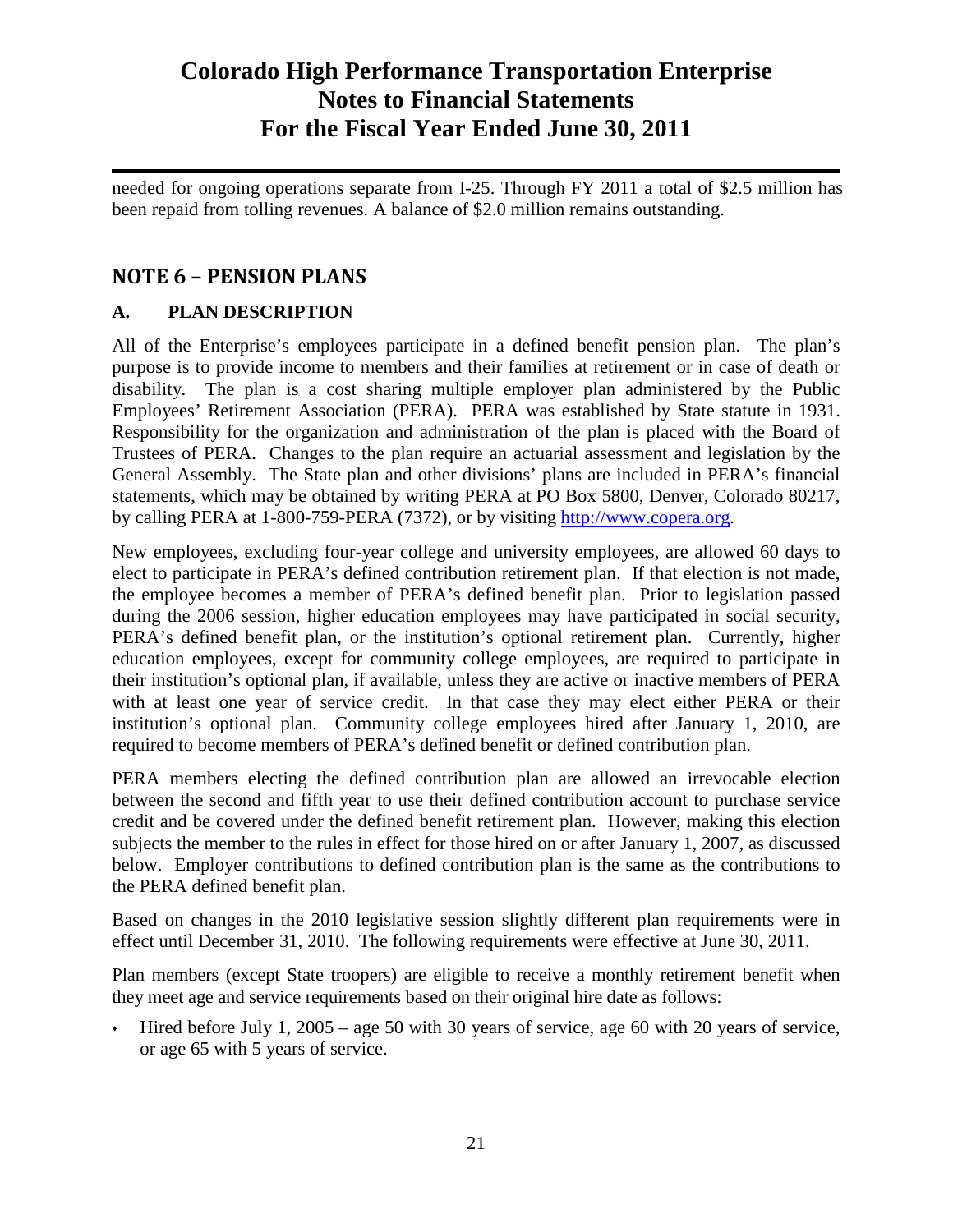needed for ongoing operations separate from I-25. Through FY 2011 a total of $2.5 million has been repaid from tolling revenues. A balance of $2.0 million remains outstanding.

## NOTE 6 – PENSION PLANS

### A. PLAN DESCRIPTION

All of the Enterprise's employees participate in a defined benefit pension plan. The plan's purpose is to provide income to members and their families at retirement or in case of death or disability. The plan is a cost sharing multiple employer plan administered by the Public Employees' Retirement Association (PERA). PERA was established by State statute in 1931. Responsibility for the organization and administration of the plan is placed with the Board of Trustees of PERA. Changes to the plan require an actuarial assessment and legislation by the General Assembly. The State plan and other divisions' plans are included in PERA's financial statements, which may be obtained by writing PERA at PO Box 5800, Denver, Colorado 80217, by calling PERA at 1-800-759-PERA (7372), or by visiting http://www.copera.org.

New employees, excluding four-year college and university employees, are allowed 60 days to elect to participate in PERA's defined contribution retirement plan. If that election is not made, the employee becomes a member of PERA's defined benefit plan. Prior to legislation passed during the 2006 session, higher education employees may have participated in social security, PERA's defined benefit plan, or the institution's optional retirement plan. Currently, higher education employees, except for community college employees, are required to participate in their institution's optional plan, if available, unless they are active or inactive members of PERA with at least one year of service credit. In that case they may elect either PERA or their institution's optional plan. Community college employees hired after January 1, 2010, are required to become members of PERA's defined benefit or defined contribution plan.

PERA members electing the defined contribution plan are allowed an irrevocable election between the second and fifth year to use their defined contribution account to purchase service credit and be covered under the defined benefit retirement plan. However, making this election subjects the member to the rules in effect for those hired on or after January 1, 2007, as discussed below. Employer contributions to defined contribution plan is the same as the contributions to the PERA defined benefit plan.

Based on changes in the 2010 legislative session slightly different plan requirements were in effect until December 31, 2010. The following requirements were effective at June 30, 2011.

Plan members (except State troopers) are eligible to receive a monthly retirement benefit when they meet age and service requirements based on their original hire date as follows:

- Hired before July 1, 2005 – age 50 with 30 years of service, age 60 with 20 years of service, or age 65 with 5 years of service.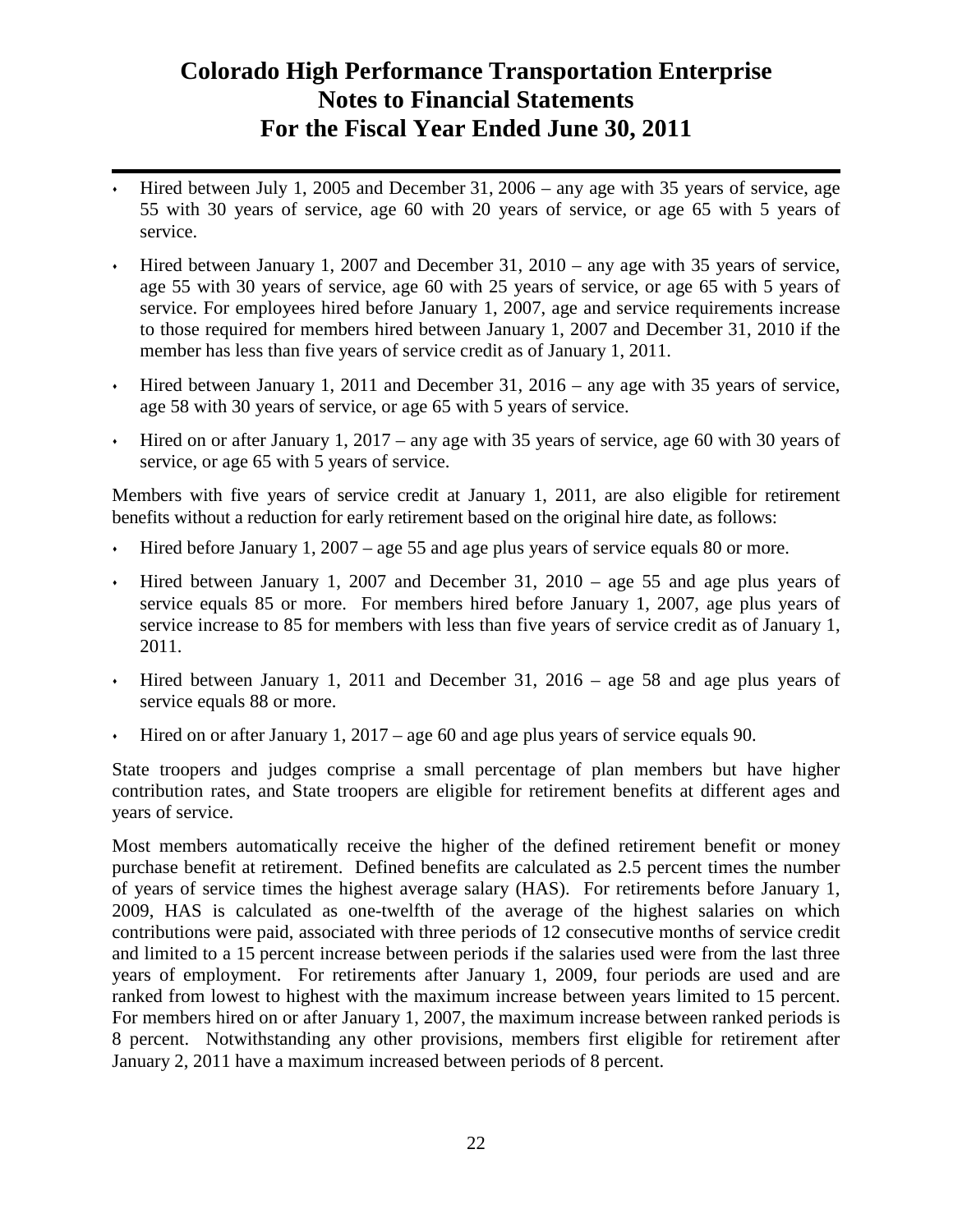- Hired between July 1, 2005 and December 31, 2006 – any age with 35 years of service, age 55 with 30 years of service, age 60 with 20 years of service, or age 65 with 5 years of service.
- Hired between January 1, 2007 and December 31, 2010 – any age with 35 years of service, age 55 with 30 years of service, age 60 with 25 years of service, or age 65 with 5 years of service. For employees hired before January 1, 2007, age and service requirements increase to those required for members hired between January 1, 2007 and December 31, 2010 if the member has less than five years of service credit as of January 1, 2011.
- Hired between January 1, 2011 and December 31, 2016 – any age with 35 years of service, age 58 with 30 years of service, or age 65 with 5 years of service.
- Hired on or after January 1, 2017 – any age with 35 years of service, age 60 with 30 years of service, or age 65 with 5 years of service.

Members with five years of service credit at January 1, 2011, are also eligible for retirement benefits without a reduction for early retirement based on the original hire date, as follows:

- Hired before January 1, 2007 – age 55 and age plus years of service equals 80 or more.
- Hired between January 1, 2007 and December 31, 2010 – age 55 and age plus years of service equals 85 or more. For members hired before January 1, 2007, age plus years of service increase to 85 for members with less than five years of service credit as of January 1, 2011.
- Hired between January 1, 2011 and December 31, 2016 – age 58 and age plus years of service equals 88 or more.
- Hired on or after January 1, 2017 – age 60 and age plus years of service equals 90.

State troopers and judges comprise a small percentage of plan members but have higher contribution rates, and State troopers are eligible for retirement benefits at different ages and years of service.

Most members automatically receive the higher of the defined retirement benefit or money purchase benefit at retirement. Defined benefits are calculated as 2.5 percent times the number of years of service times the highest average salary (HAS). For retirements before January 1, 2009, HAS is calculated as one-twelfth of the average of the highest salaries on which contributions were paid, associated with three periods of 12 consecutive months of service credit and limited to a 15 percent increase between periods if the salaries used were from the last three years of employment. For retirements after January 1, 2009, four periods are used and are ranked from lowest to highest with the maximum increase between years limited to 15 percent. For members hired on or after January 1, 2007, the maximum increase between ranked periods is 8 percent. Notwithstanding any other provisions, members first eligible for retirement after January 2, 2011 have a maximum increased between periods of 8 percent.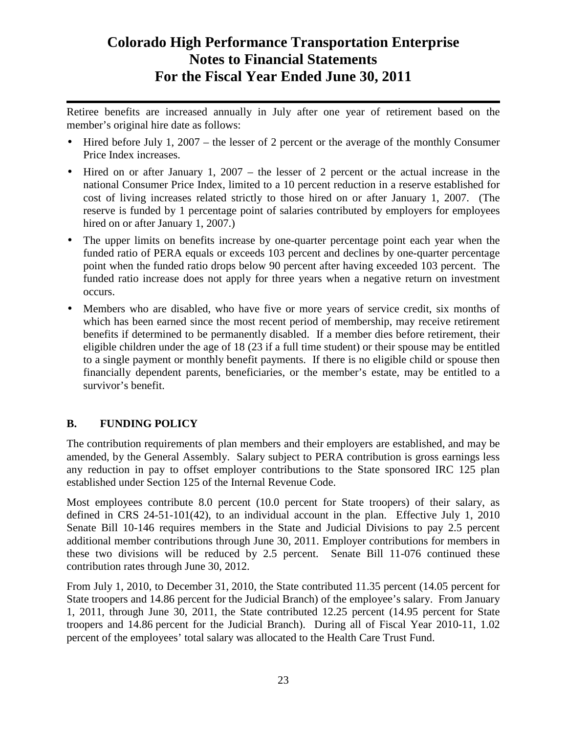Retiree benefits are increased annually in July after one year of retirement based on the member's original hire date as follows:

- Hired before July 1, 2007 – the lesser of 2 percent or the average of the monthly Consumer Price Index increases.
- Hired on or after January 1, 2007 – the lesser of 2 percent or the actual increase in the national Consumer Price Index, limited to a 10 percent reduction in a reserve established for cost of living increases related strictly to those hired on or after January 1, 2007. (The reserve is funded by 1 percentage point of salaries contributed by employers for employees hired on or after January 1, 2007.)
- The upper limits on benefits increase by one-quarter percentage point each year when the funded ratio of PERA equals or exceeds 103 percent and declines by one-quarter percentage point when the funded ratio drops below 90 percent after having exceeded 103 percent. The funded ratio increase does not apply for three years when a negative return on investment occurs.
- Members who are disabled, who have five or more years of service credit, six months of which has been earned since the most recent period of membership, may receive retirement benefits if determined to be permanently disabled. If a member dies before retirement, their eligible children under the age of 18 (23 if a full time student) or their spouse may be entitled to a single payment or monthly benefit payments. If there is no eligible child or spouse then financially dependent parents, beneficiaries, or the member's estate, may be entitled to a survivor's benefit.

## B. FUNDING POLICY

The contribution requirements of plan members and their employers are established, and may be amended, by the General Assembly. Salary subject to PERA contribution is gross earnings less any reduction in pay to offset employer contributions to the State sponsored IRC 125 plan established under Section 125 of the Internal Revenue Code.

Most employees contribute 8.0 percent (10.0 percent for State troopers) of their salary, as defined in CRS 24-51-101(42), to an individual account in the plan. Effective July 1, 2010 Senate Bill 10-146 requires members in the State and Judicial Divisions to pay 2.5 percent additional member contributions through June 30, 2011. Employer contributions for members in these two divisions will be reduced by 2.5 percent. Senate Bill 11-076 continued these contribution rates through June 30, 2012.

From July 1, 2010, to December 31, 2010, the State contributed 11.35 percent (14.05 percent for State troopers and 14.86 percent for the Judicial Branch) of the employee's salary. From January 1, 2011, through June 30, 2011, the State contributed 12.25 percent (14.95 percent for State troopers and 14.86 percent for the Judicial Branch). During all of Fiscal Year 2010-11, 1.02 percent of the employees' total salary was allocated to the Health Care Trust Fund.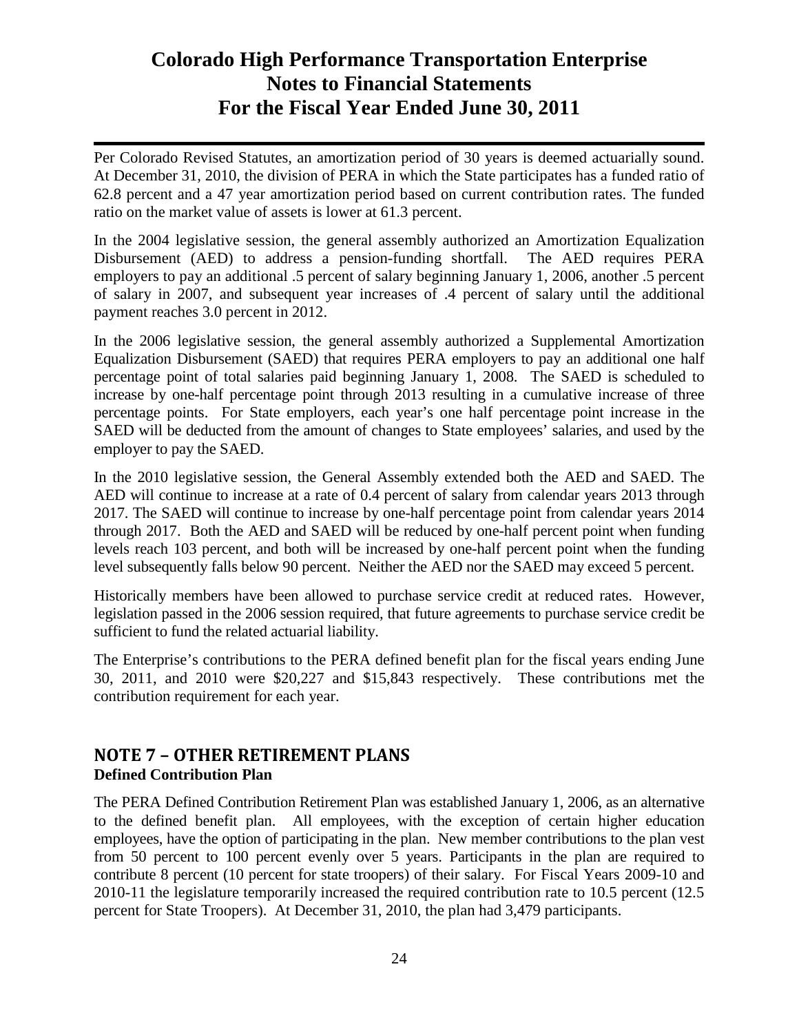Per Colorado Revised Statutes, an amortization period of 30 years is deemed actuarially sound. At December 31, 2010, the division of PERA in which the State participates has a funded ratio of 62.8 percent and a 47 year amortization period based on current contribution rates. The funded ratio on the market value of assets is lower at 61.3 percent.

In the 2004 legislative session, the general assembly authorized an Amortization Equalization Disbursement (AED) to address a pension-funding shortfall. The AED requires PERA employers to pay an additional .5 percent of salary beginning January 1, 2006, another .5 percent of salary in 2007, and subsequent year increases of .4 percent of salary until the additional payment reaches 3.0 percent in 2012.

In the 2006 legislative session, the general assembly authorized a Supplemental Amortization Equalization Disbursement (SAED) that requires PERA employers to pay an additional one half percentage point of total salaries paid beginning January 1, 2008. The SAED is scheduled to increase by one-half percentage point through 2013 resulting in a cumulative increase of three percentage points. For State employers, each year's one half percentage point increase in the SAED will be deducted from the amount of changes to State employees' salaries, and used by the employer to pay the SAED.

In the 2010 legislative session, the General Assembly extended both the AED and SAED. The AED will continue to increase at a rate of 0.4 percent of salary from calendar years 2013 through 2017. The SAED will continue to increase by one-half percentage point from calendar years 2014 through 2017. Both the AED and SAED will be reduced by one-half percent point when funding levels reach 103 percent, and both will be increased by one-half percent point when the funding level subsequently falls below 90 percent. Neither the AED nor the SAED may exceed 5 percent.

Historically members have been allowed to purchase service credit at reduced rates. However, legislation passed in the 2006 session required, that future agreements to purchase service credit be sufficient to fund the related actuarial liability.

The Enterprise's contributions to the PERA defined benefit plan for the fiscal years ending June 30, 2011, and 2010 were $20,227 and $15,843 respectively. These contributions met the contribution requirement for each year.

## NOTE 7 – OTHER RETIREMENT PLANS

**Defined Contribution Plan**

The PERA Defined Contribution Retirement Plan was established January 1, 2006, as an alternative to the defined benefit plan. All employees, with the exception of certain higher education employees, have the option of participating in the plan. New member contributions to the plan vest from 50 percent to 100 percent evenly over 5 years. Participants in the plan are required to contribute 8 percent (10 percent for state troopers) of their salary. For Fiscal Years 2009-10 and 2010-11 the legislature temporarily increased the required contribution rate to 10.5 percent (12.5 percent for State Troopers). At December 31, 2010, the plan had 3,479 participants.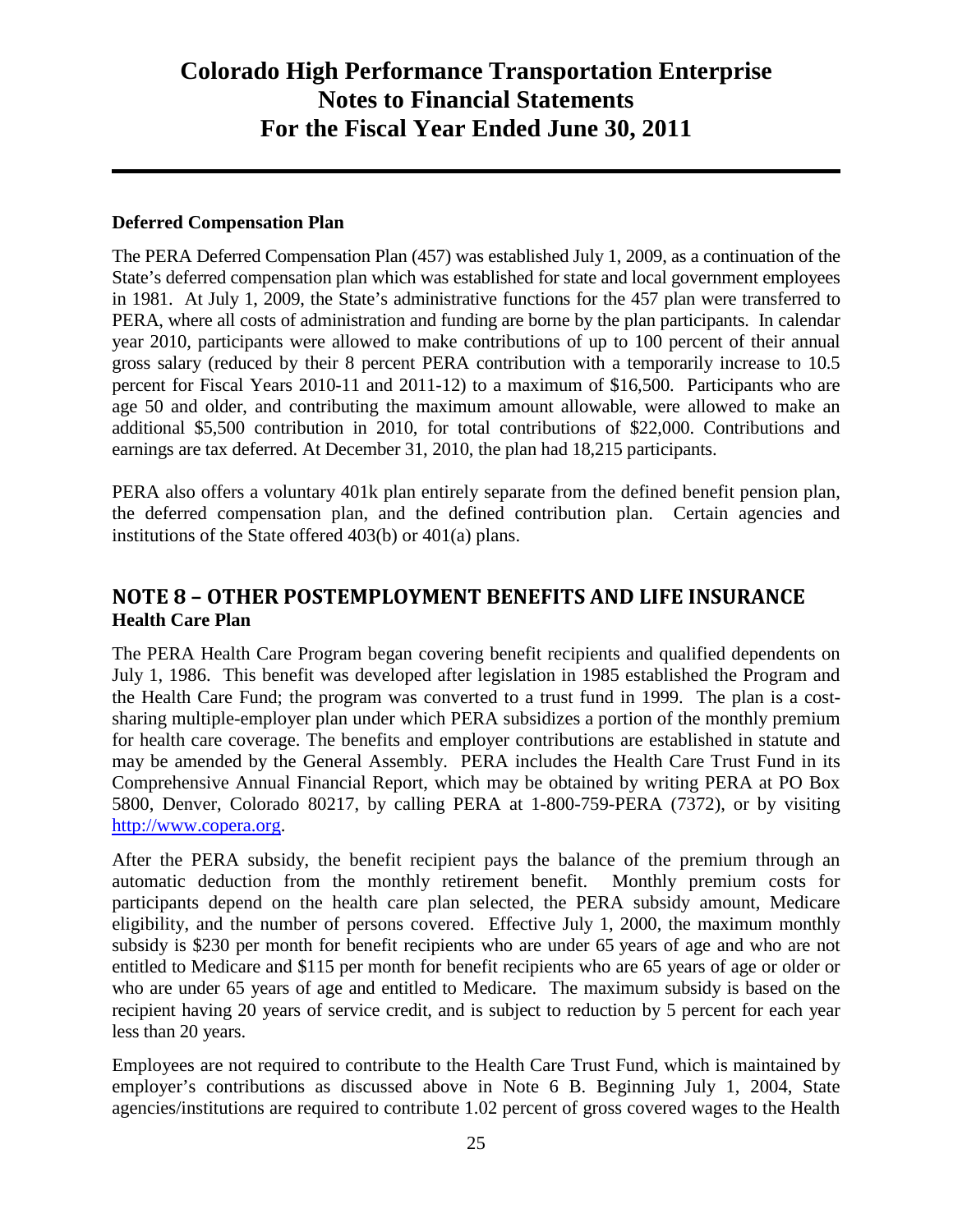**Deferred Compensation Plan**

The PERA Deferred Compensation Plan (457) was established July 1, 2009, as a continuation of the State's deferred compensation plan which was established for state and local government employees in 1981. At July 1, 2009, the State's administrative functions for the 457 plan were transferred to PERA, where all costs of administration and funding are borne by the plan participants. In calendar year 2010, participants were allowed to make contributions of up to 100 percent of their annual gross salary (reduced by their 8 percent PERA contribution with a temporarily increase to 10.5 percent for Fiscal Years 2010-11 and 2011-12) to a maximum of $16,500. Participants who are age 50 and older, and contributing the maximum amount allowable, were allowed to make an additional $5,500 contribution in 2010, for total contributions of $22,000. Contributions and earnings are tax deferred. At December 31, 2010, the plan had 18,215 participants.

PERA also offers a voluntary 401k plan entirely separate from the defined benefit pension plan, the deferred compensation plan, and the defined contribution plan. Certain agencies and institutions of the State offered 403(b) or 401(a) plans.

## NOTE 8 – OTHER POSTEMPLOYMENT BENEFITS AND LIFE INSURANCE

**Health Care Plan**

The PERA Health Care Program began covering benefit recipients and qualified dependents on July 1, 1986. This benefit was developed after legislation in 1985 established the Program and the Health Care Fund; the program was converted to a trust fund in 1999. The plan is a cost-sharing multiple-employer plan under which PERA subsidizes a portion of the monthly premium for health care coverage. The benefits and employer contributions are established in statute and may be amended by the General Assembly. PERA includes the Health Care Trust Fund in its Comprehensive Annual Financial Report, which may be obtained by writing PERA at PO Box 5800, Denver, Colorado 80217, by calling PERA at 1-800-759-PERA (7372), or by visiting http://www.copera.org.

After the PERA subsidy, the benefit recipient pays the balance of the premium through an automatic deduction from the monthly retirement benefit. Monthly premium costs for participants depend on the health care plan selected, the PERA subsidy amount, Medicare eligibility, and the number of persons covered. Effective July 1, 2000, the maximum monthly subsidy is $230 per month for benefit recipients who are under 65 years of age and who are not entitled to Medicare and $115 per month for benefit recipients who are 65 years of age or older or who are under 65 years of age and entitled to Medicare. The maximum subsidy is based on the recipient having 20 years of service credit, and is subject to reduction by 5 percent for each year less than 20 years.

Employees are not required to contribute to the Health Care Trust Fund, which is maintained by employer's contributions as discussed above in Note 6 B. Beginning July 1, 2004, State agencies/institutions are required to contribute 1.02 percent of gross covered wages to the Health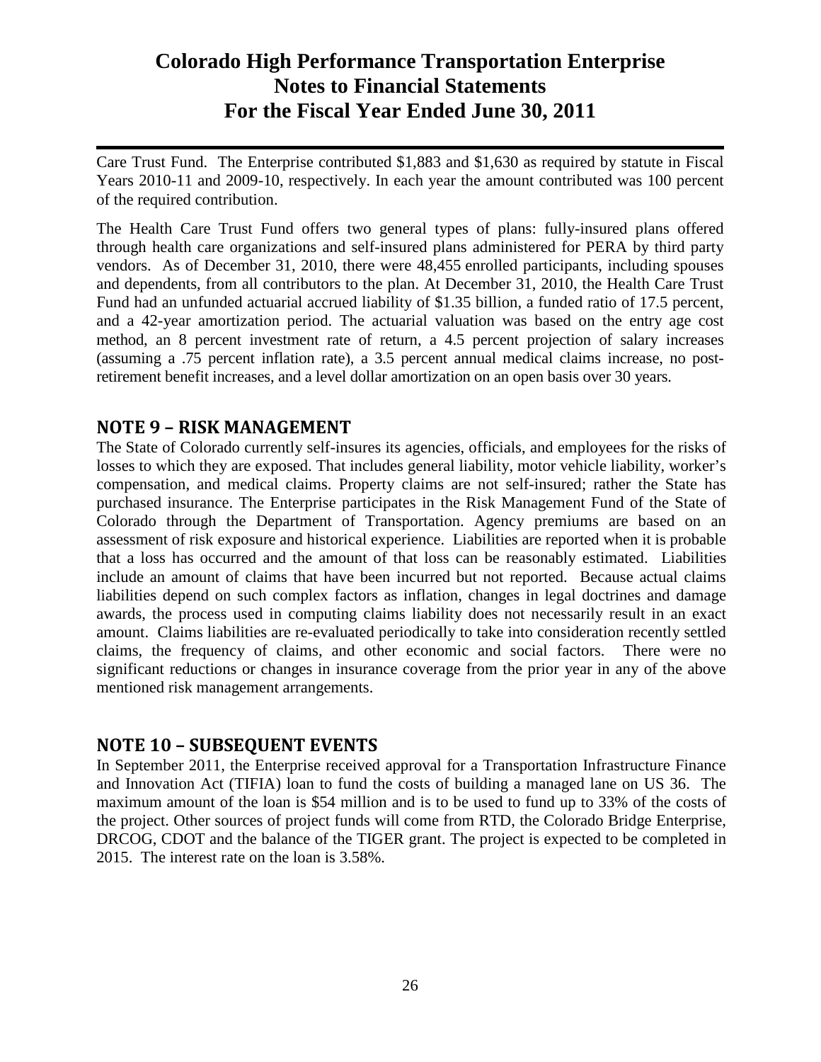Care Trust Fund. The Enterprise contributed $1,883 and $1,630 as required by statute in Fiscal Years 2010-11 and 2009-10, respectively. In each year the amount contributed was 100 percent of the required contribution.

The Health Care Trust Fund offers two general types of plans: fully-insured plans offered through health care organizations and self-insured plans administered for PERA by third party vendors. As of December 31, 2010, there were 48,455 enrolled participants, including spouses and dependents, from all contributors to the plan. At December 31, 2010, the Health Care Trust Fund had an unfunded actuarial accrued liability of $1.35 billion, a funded ratio of 17.5 percent, and a 42-year amortization period. The actuarial valuation was based on the entry age cost method, an 8 percent investment rate of return, a 4.5 percent projection of salary increases (assuming a .75 percent inflation rate), a 3.5 percent annual medical claims increase, no post-retirement benefit increases, and a level dollar amortization on an open basis over 30 years.

## NOTE 9 – RISK MANAGEMENT

The State of Colorado currently self-insures its agencies, officials, and employees for the risks of losses to which they are exposed. That includes general liability, motor vehicle liability, worker's compensation, and medical claims. Property claims are not self-insured; rather the State has purchased insurance. The Enterprise participates in the Risk Management Fund of the State of Colorado through the Department of Transportation. Agency premiums are based on an assessment of risk exposure and historical experience. Liabilities are reported when it is probable that a loss has occurred and the amount of that loss can be reasonably estimated. Liabilities include an amount of claims that have been incurred but not reported. Because actual claims liabilities depend on such complex factors as inflation, changes in legal doctrines and damage awards, the process used in computing claims liability does not necessarily result in an exact amount. Claims liabilities are re-evaluated periodically to take into consideration recently settled claims, the frequency of claims, and other economic and social factors. There were no significant reductions or changes in insurance coverage from the prior year in any of the above mentioned risk management arrangements.

## NOTE 10 – SUBSEQUENT EVENTS

In September 2011, the Enterprise received approval for a Transportation Infrastructure Finance and Innovation Act (TIFIA) loan to fund the costs of building a managed lane on US 36. The maximum amount of the loan is $54 million and is to be used to fund up to 33% of the costs of the project. Other sources of project funds will come from RTD, the Colorado Bridge Enterprise, DRCOG, CDOT and the balance of the TIGER grant. The project is expected to be completed in 2015. The interest rate on the loan is 3.58%.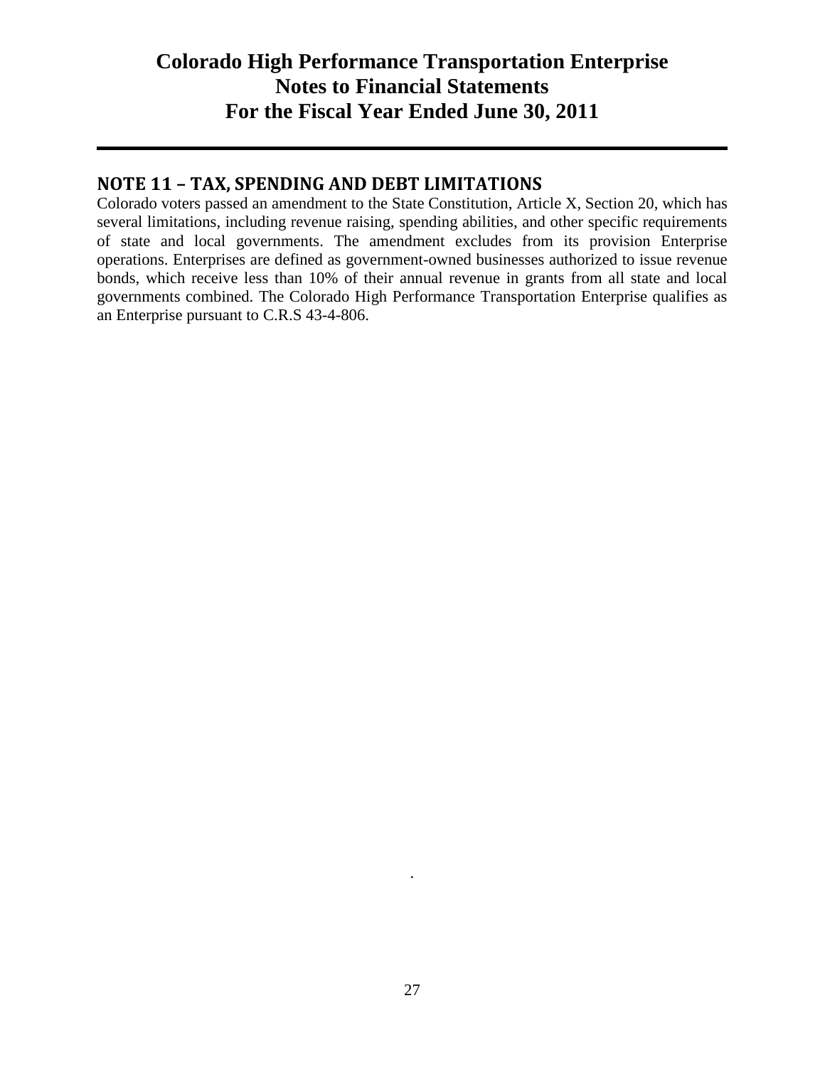## NOTE 11 – TAX, SPENDING AND DEBT LIMITATIONS

Colorado voters passed an amendment to the State Constitution, Article X, Section 20, which has several limitations, including revenue raising, spending abilities, and other specific requirements of state and local governments. The amendment excludes from its provision Enterprise operations. Enterprises are defined as government-owned businesses authorized to issue revenue bonds, which receive less than 10% of their annual revenue in grants from all state and local governments combined. The Colorado High Performance Transportation Enterprise qualifies as an Enterprise pursuant to C.R.S 43-4-806.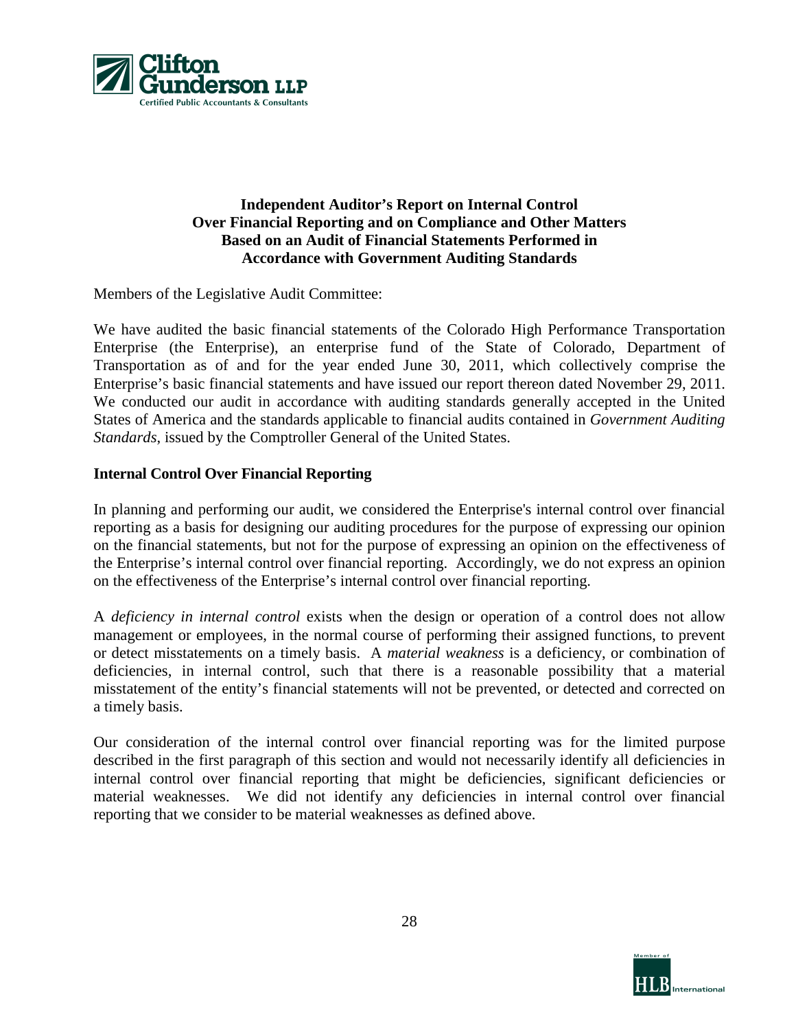**Independent Auditor's Report on Internal Control Over Financial Reporting and on Compliance and Other Matters Based on an Audit of Financial Statements Performed in Accordance with Government Auditing Standards**

Members of the Legislative Audit Committee:

We have audited the basic financial statements of the Colorado High Performance Transportation Enterprise (the Enterprise), an enterprise fund of the State of Colorado, Department of Transportation as of and for the year ended June 30, 2011, which collectively comprise the Enterprise's basic financial statements and have issued our report thereon dated November 29, 2011. We conducted our audit in accordance with auditing standards generally accepted in the United States of America and the standards applicable to financial audits contained in *Government Auditing Standards*, issued by the Comptroller General of the United States.

**Internal Control Over Financial Reporting**

In planning and performing our audit, we considered the Enterprise's internal control over financial reporting as a basis for designing our auditing procedures for the purpose of expressing our opinion on the financial statements, but not for the purpose of expressing an opinion on the effectiveness of the Enterprise's internal control over financial reporting. Accordingly, we do not express an opinion on the effectiveness of the Enterprise's internal control over financial reporting.

A *deficiency in internal control* exists when the design or operation of a control does not allow management or employees, in the normal course of performing their assigned functions, to prevent or detect misstatements on a timely basis. A *material weakness* is a deficiency, or combination of deficiencies, in internal control, such that there is a reasonable possibility that a material misstatement of the entity's financial statements will not be prevented, or detected and corrected on a timely basis.

Our consideration of the internal control over financial reporting was for the limited purpose described in the first paragraph of this section and would not necessarily identify all deficiencies in internal control over financial reporting that might be deficiencies, significant deficiencies or material weaknesses. We did not identify any deficiencies in internal control over financial reporting that we consider to be material weaknesses as defined above.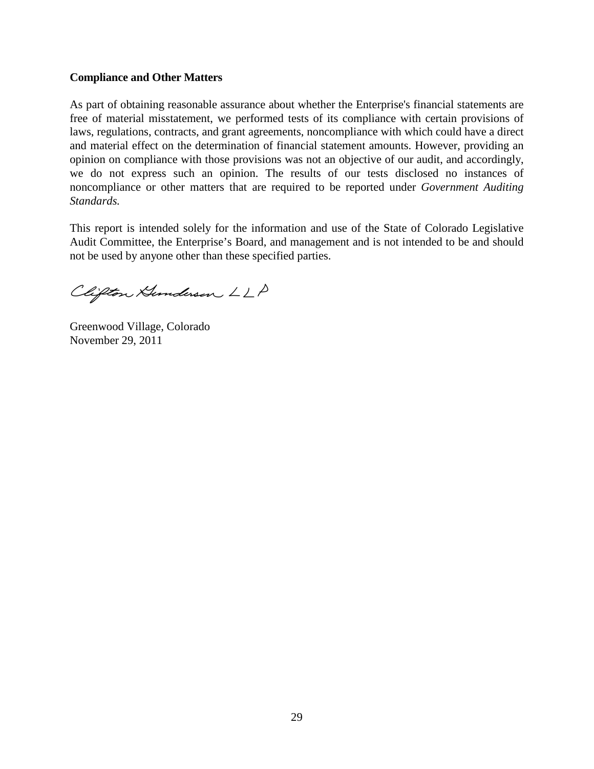**Compliance and Other Matters**

As part of obtaining reasonable assurance about whether the Enterprise's financial statements are free of material misstatement, we performed tests of its compliance with certain provisions of laws, regulations, contracts, and grant agreements, noncompliance with which could have a direct and material effect on the determination of financial statement amounts. However, providing an opinion on compliance with those provisions was not an objective of our audit, and accordingly, we do not express such an opinion. The results of our tests disclosed no instances of noncompliance or other matters that are required to be reported under *Government Auditing Standards.*

This report is intended solely for the information and use of the State of Colorado Legislative Audit Committee, the Enterprise’s Board, and management and is not intended to be and should not be used by anyone other than these specified parties.

Clifton Gunderson LLP

Greenwood Village, Colorado
November 29, 2011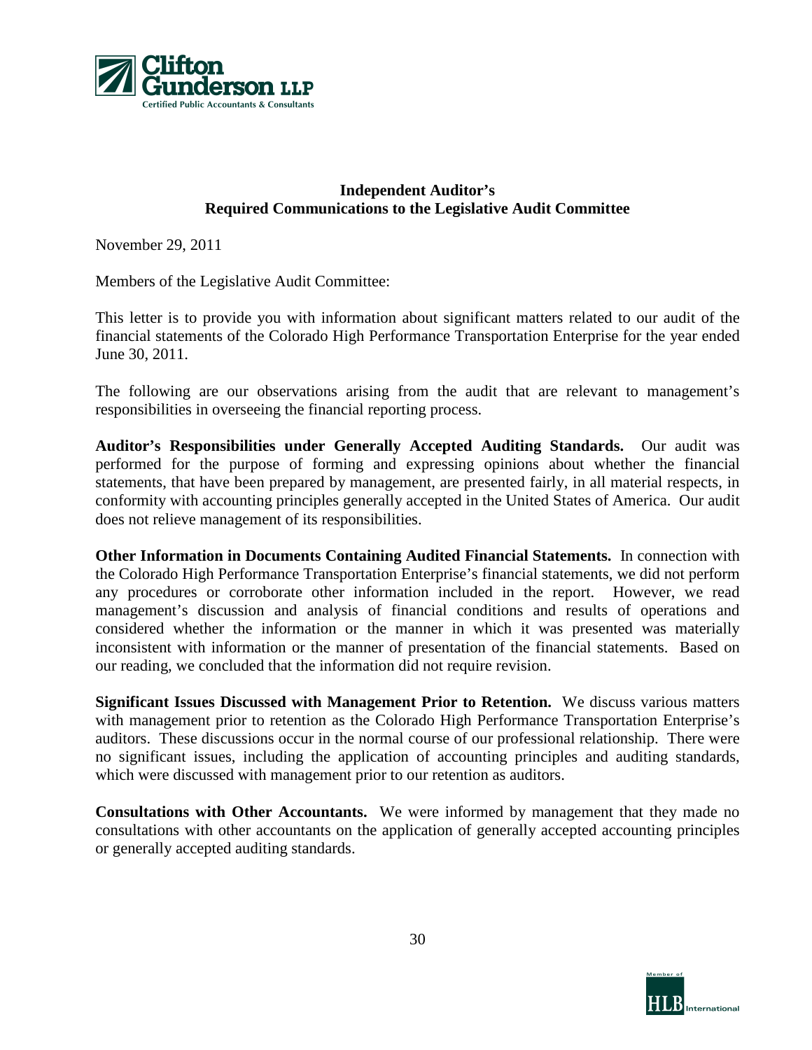Clifton Gunderson LLP

Certified Public Accountants & Consultants

**Independent Auditor's**
**Required Communications to the Legislative Audit Committee**

November 29, 2011

Members of the Legislative Audit Committee:

This letter is to provide you with information about significant matters related to our audit of the financial statements of the Colorado High Performance Transportation Enterprise for the year ended June 30, 2011.

The following are our observations arising from the audit that are relevant to management's responsibilities in overseeing the financial reporting process.

**Auditor's Responsibilities under Generally Accepted Auditing Standards.** Our audit was performed for the purpose of forming and expressing opinions about whether the financial statements, that have been prepared by management, are presented fairly, in all material respects, in conformity with accounting principles generally accepted in the United States of America. Our audit does not relieve management of its responsibilities.

**Other Information in Documents Containing Audited Financial Statements.** In connection with the Colorado High Performance Transportation Enterprise's financial statements, we did not perform any procedures or corroborate other information included in the report. However, we read management's discussion and analysis of financial conditions and results of operations and considered whether the information or the manner in which it was presented was materially inconsistent with information or the manner of presentation of the financial statements. Based on our reading, we concluded that the information did not require revision.

**Significant Issues Discussed with Management Prior to Retention.** We discuss various matters with management prior to retention as the Colorado High Performance Transportation Enterprise's auditors. These discussions occur in the normal course of our professional relationship. There were no significant issues, including the application of accounting principles and auditing standards, which were discussed with management prior to our retention as auditors.

**Consultations with Other Accountants.** We were informed by management that they made no consultations with other accountants on the application of generally accepted accounting principles or generally accepted auditing standards.

Member of HLB International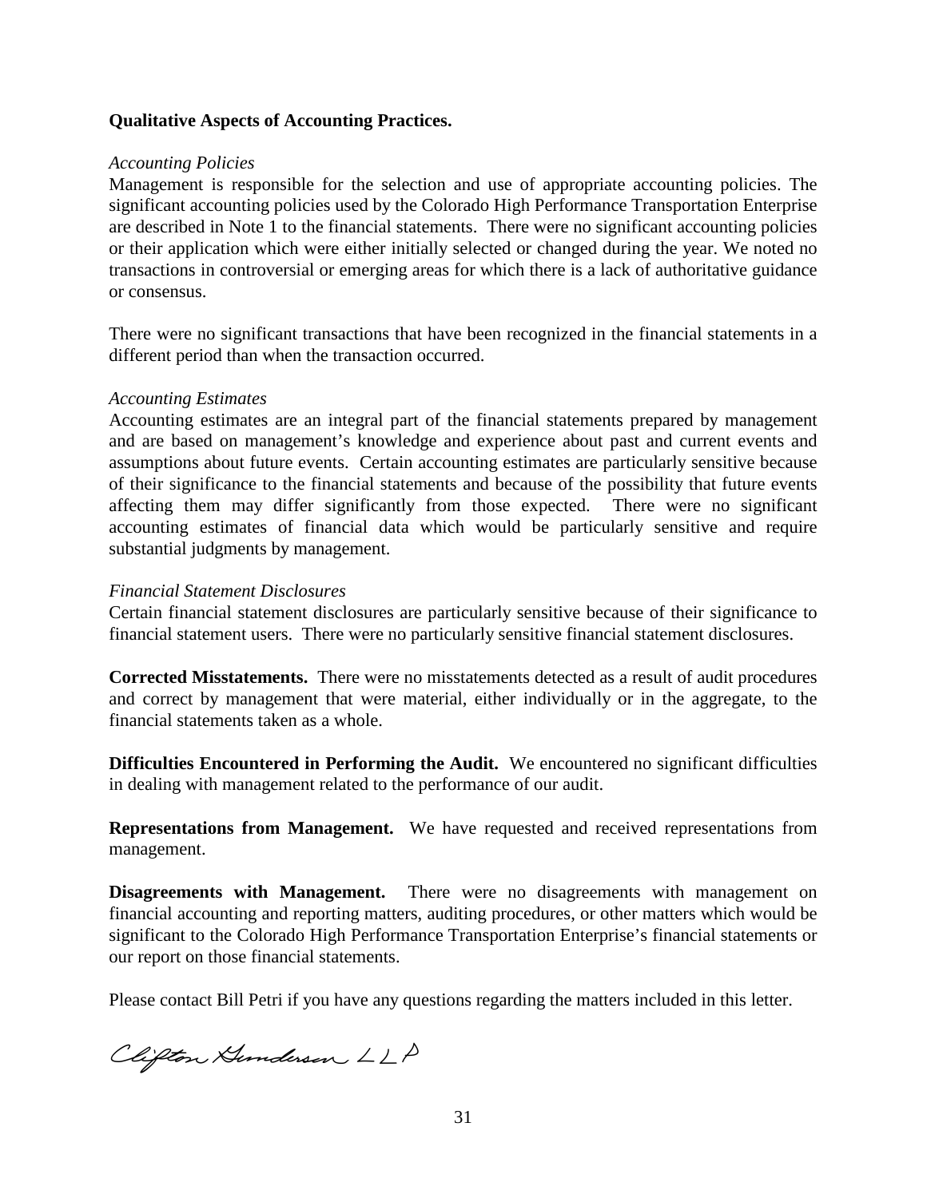**Qualitative Aspects of Accounting Practices.**

*Accounting Policies*

Management is responsible for the selection and use of appropriate accounting policies. The significant accounting policies used by the Colorado High Performance Transportation Enterprise are described in Note 1 to the financial statements. There were no significant accounting policies or their application which were either initially selected or changed during the year. We noted no transactions in controversial or emerging areas for which there is a lack of authoritative guidance or consensus.

There were no significant transactions that have been recognized in the financial statements in a different period than when the transaction occurred.

*Accounting Estimates*

Accounting estimates are an integral part of the financial statements prepared by management and are based on management's knowledge and experience about past and current events and assumptions about future events. Certain accounting estimates are particularly sensitive because of their significance to the financial statements and because of the possibility that future events affecting them may differ significantly from those expected. There were no significant accounting estimates of financial data which would be particularly sensitive and require substantial judgments by management.

*Financial Statement Disclosures*

Certain financial statement disclosures are particularly sensitive because of their significance to financial statement users. There were no particularly sensitive financial statement disclosures.

**Corrected Misstatements.** There were no misstatements detected as a result of audit procedures and correct by management that were material, either individually or in the aggregate, to the financial statements taken as a whole.

**Difficulties Encountered in Performing the Audit.** We encountered no significant difficulties in dealing with management related to the performance of our audit.

**Representations from Management.** We have requested and received representations from management.

**Disagreements with Management.** There were no disagreements with management on financial accounting and reporting matters, auditing procedures, or other matters which would be significant to the Colorado High Performance Transportation Enterprise's financial statements or our report on those financial statements.

Please contact Bill Petri if you have any questions regarding the matters included in this letter.

Clifton Gunderson LLP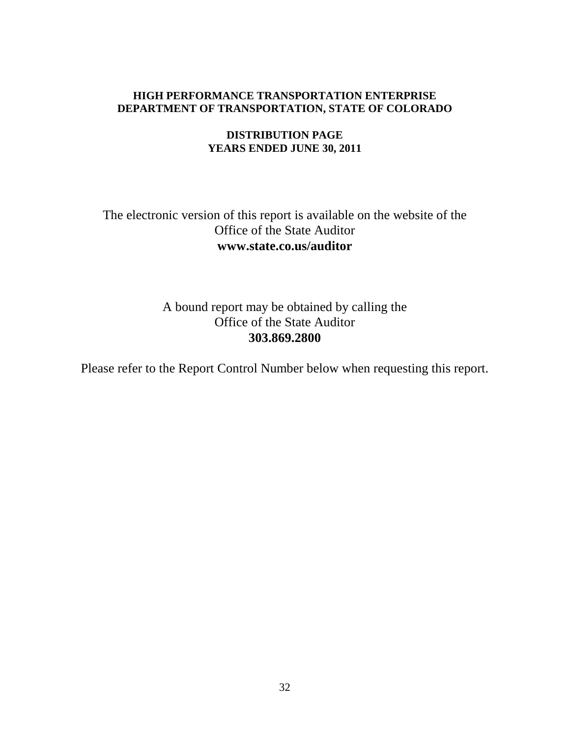**HIGH PERFORMANCE TRANSPORTATION ENTERPRISE**
**DEPARTMENT OF TRANSPORTATION, STATE OF COLORADO**

**DISTRIBUTION PAGE**
**YEARS ENDED JUNE 30, 2011**

The electronic version of this report is available on the website of the
Office of the State Auditor
**www.state.co.us/auditor**

A bound report may be obtained by calling the
Office of the State Auditor
**303.869.2800**

Please refer to the Report Control Number below when requesting this report.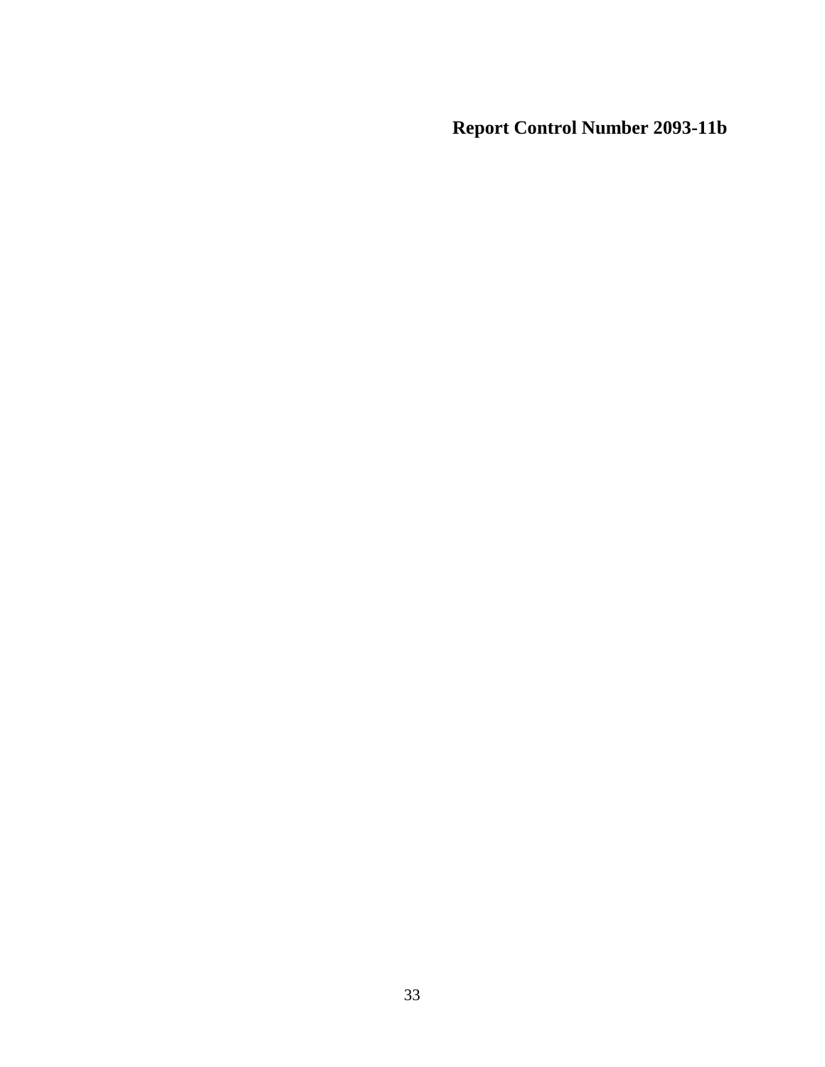**Report Control Number 2093-11b**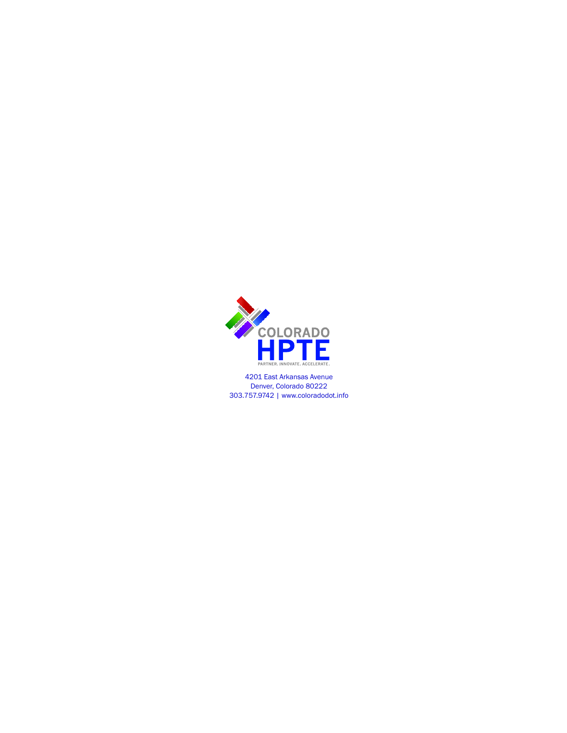COLORADO

HPTE

PARTNER. INNOVATE. ACCELERATE.

4201 East Arkansas Avenue
Denver, Colorado 80222
303.757.9742 | www.coloradodot.info